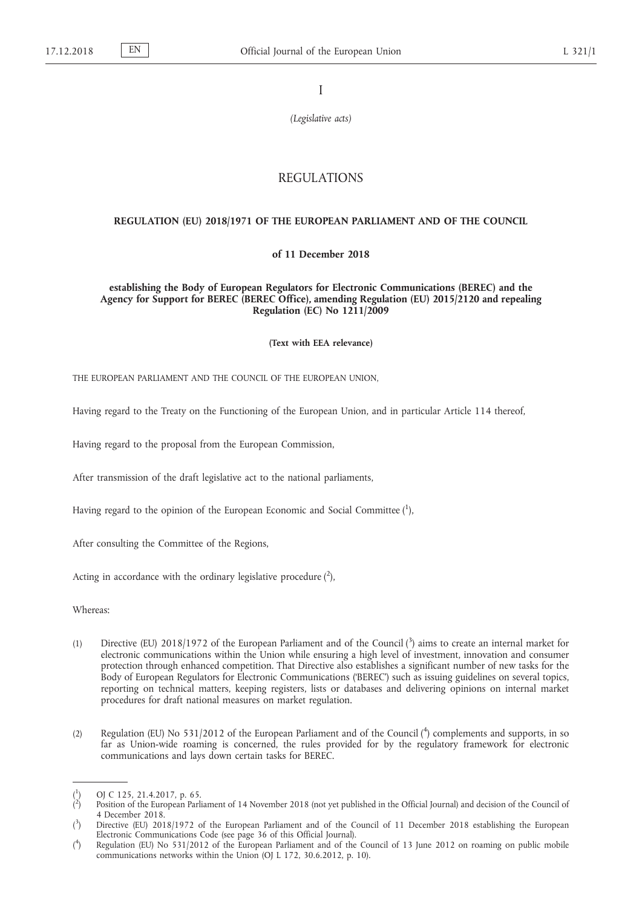I

*(Legislative acts)*

# REGULATIONS

## REGULATION (EU) 2018/1971 OF THE EUROPEAN PARLIAMENT AND OF THE COUNCIL

**of 11 December 2018**

**establishing the Body of European Regulators for Electronic Communications (BEREC) and the Agency for Support for BEREC (BEREC Office), amending Regulation (EU) 2015/2120 and repealing Regulation (EC) No 1211/2009**

**(Text with EEA relevance)**

THE EUROPEAN PARLIAMENT AND THE COUNCIL OF THE EUROPEAN UNION,

Having regard to the Treaty on the Functioning of the European Union, and in particular Article 114 thereof,

Having regard to the proposal from the European Commission,

After transmission of the draft legislative act to the national parliaments,

Having regard to the opinion of the European Economic and Social Committee [1],

After consulting the Committee of the Regions,

Acting in accordance with the ordinary legislative procedure [2],

Whereas:

(1) Directive (EU) 2018/1972 of the European Parliament and of the Council [3] aims to create an internal market for electronic communications within the Union while ensuring a high level of investment, innovation and consumer protection through enhanced competition. That Directive also establishes a significant number of new tasks for the Body of European Regulators for Electronic Communications ('BEREC') such as issuing guidelines on several topics, reporting on technical matters, keeping registers, lists or databases and delivering opinions on internal market procedures for draft national measures on market regulation.

(2) Regulation (EU) No 531/2012 of the European Parliament and of the Council [4] complements and supports, in so far as Union-wide roaming is concerned, the rules provided for by the regulatory framework for electronic communications and lays down certain tasks for BEREC.

---

[1] OJ C 125, 21.4.2017, p. 65.

[2] Position of the European Parliament of 14 November 2018 (not yet published in the Official Journal) and decision of the Council of 4 December 2018.

[3] Directive (EU) 2018/1972 of the European Parliament and of the Council of 11 December 2018 establishing the European Electronic Communications Code (see page 36 of this Official Journal).

[4] Regulation (EU) No 531/2012 of the European Parliament and of the Council of 13 June 2012 on roaming on public mobile communications networks within the Union (OJ L 172, 30.6.2012, p. 10).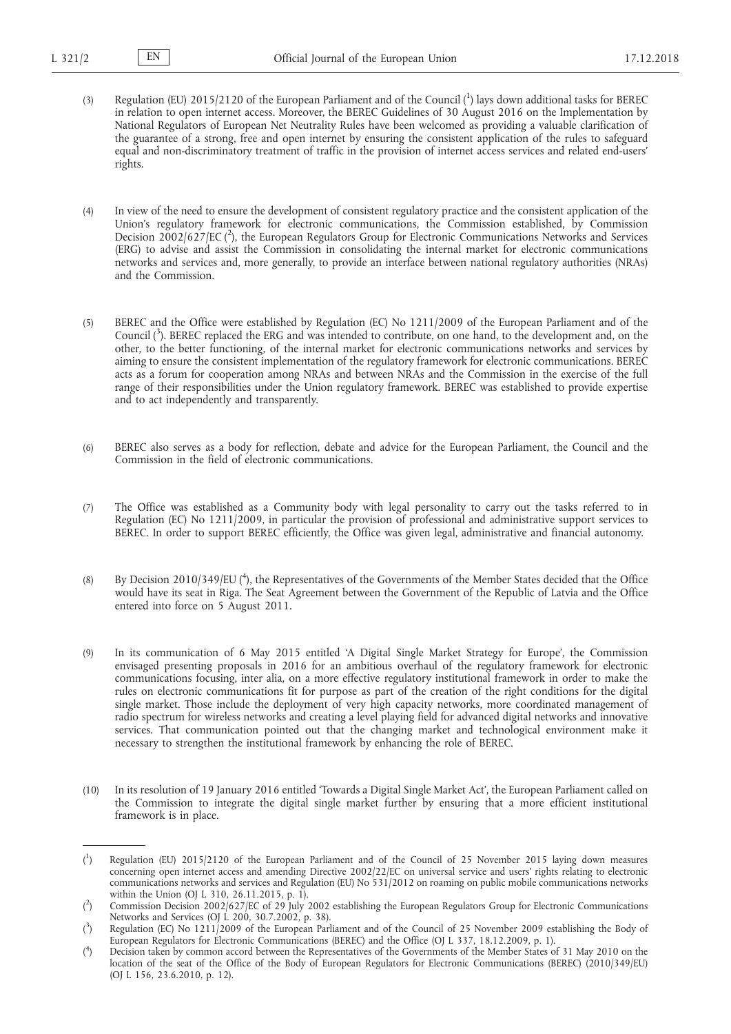(3) Regulation (EU) 2015/2120 of the European Parliament and of the Council [1] lays down additional tasks for BEREC in relation to open internet access. Moreover, the BEREC Guidelines of 30 August 2016 on the Implementation by National Regulators of European Net Neutrality Rules have been welcomed as providing a valuable clarification of the guarantee of a strong, free and open internet by ensuring the consistent application of the rules to safeguard equal and non-discriminatory treatment of traffic in the provision of internet access services and related end-users' rights.

(4) In view of the need to ensure the development of consistent regulatory practice and the consistent application of the Union's regulatory framework for electronic communications, the Commission established, by Commission Decision 2002/627/EC [2], the European Regulators Group for Electronic Communications Networks and Services (ERG) to advise and assist the Commission in consolidating the internal market for electronic communications networks and services and, more generally, to provide an interface between national regulatory authorities (NRAs) and the Commission.

(5) BEREC and the Office were established by Regulation (EC) No 1211/2009 of the European Parliament and of the Council [3]. BEREC replaced the ERG and was intended to contribute, on one hand, to the development and, on the other, to the better functioning, of the internal market for electronic communications networks and services by aiming to ensure the consistent implementation of the regulatory framework for electronic communications. BEREC acts as a forum for cooperation among NRAs and between NRAs and the Commission in the exercise of the full range of their responsibilities under the Union regulatory framework. BEREC was established to provide expertise and to act independently and transparently.

(6) BEREC also serves as a body for reflection, debate and advice for the European Parliament, the Council and the Commission in the field of electronic communications.

(7) The Office was established as a Community body with legal personality to carry out the tasks referred to in Regulation (EC) No 1211/2009, in particular the provision of professional and administrative support services to BEREC. In order to support BEREC efficiently, the Office was given legal, administrative and financial autonomy.

(8) By Decision 2010/349/EU [4], the Representatives of the Governments of the Member States decided that the Office would have its seat in Riga. The Seat Agreement between the Government of the Republic of Latvia and the Office entered into force on 5 August 2011.

(9) In its communication of 6 May 2015 entitled 'A Digital Single Market Strategy for Europe', the Commission envisaged presenting proposals in 2016 for an ambitious overhaul of the regulatory framework for electronic communications focusing, inter alia, on a more effective regulatory institutional framework in order to make the rules on electronic communications fit for purpose as part of the creation of the right conditions for the digital single market. Those include the deployment of very high capacity networks, more coordinated management of radio spectrum for wireless networks and creating a level playing field for advanced digital networks and innovative services. That communication pointed out that the changing market and technological environment make it necessary to strengthen the institutional framework by enhancing the role of BEREC.

(10) In its resolution of 19 January 2016 entitled 'Towards a Digital Single Market Act', the European Parliament called on the Commission to integrate the digital single market further by ensuring that a more efficient institutional framework is in place.

---

[1] Regulation (EU) 2015/2120 of the European Parliament and of the Council of 25 November 2015 laying down measures concerning open internet access and amending Directive 2002/22/EC on universal service and users' rights relating to electronic communications networks and services and Regulation (EU) No 531/2012 on roaming on public mobile communications networks within the Union (OJ L 310, 26.11.2015, p. 1).

[2] Commission Decision 2002/627/EC of 29 July 2002 establishing the European Regulators Group for Electronic Communications Networks and Services (OJ L 200, 30.7.2002, p. 38).

[3] Regulation (EC) No 1211/2009 of the European Parliament and of the Council of 25 November 2009 establishing the Body of European Regulators for Electronic Communications (BEREC) and the Office (OJ L 337, 18.12.2009, p. 1).

[4] Decision taken by common accord between the Representatives of the Governments of the Member States of 31 May 2010 on the location of the seat of the Office of the Body of European Regulators for Electronic Communications (BEREC) (2010/349/EU) (OJ L 156, 23.6.2010, p. 12).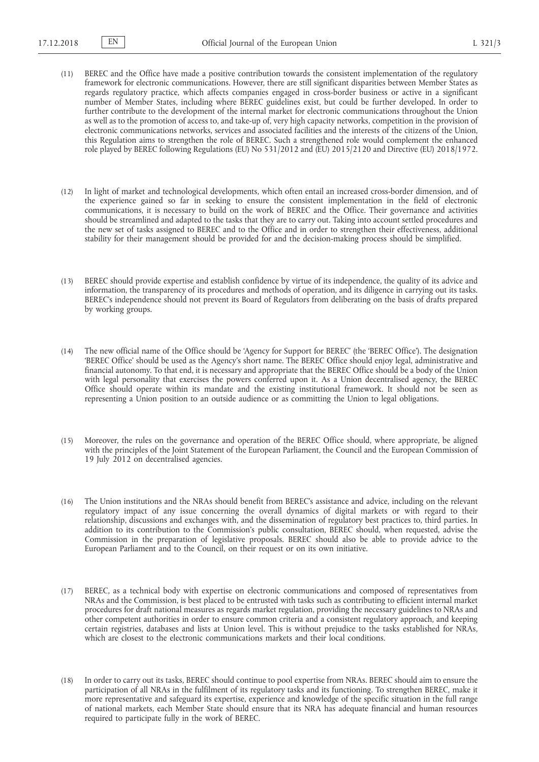(11) BEREC and the Office have made a positive contribution towards the consistent implementation of the regulatory framework for electronic communications. However, there are still significant disparities between Member States as regards regulatory practice, which affects companies engaged in cross-border business or active in a significant number of Member States, including where BEREC guidelines exist, but could be further developed. In order to further contribute to the development of the internal market for electronic communications throughout the Union as well as to the promotion of access to, and take-up of, very high capacity networks, competition in the provision of electronic communications networks, services and associated facilities and the interests of the citizens of the Union, this Regulation aims to strengthen the role of BEREC. Such a strengthened role would complement the enhanced role played by BEREC following Regulations (EU) No 531/2012 and (EU) 2015/2120 and Directive (EU) 2018/1972.

(12) In light of market and technological developments, which often entail an increased cross-border dimension, and of the experience gained so far in seeking to ensure the consistent implementation in the field of electronic communications, it is necessary to build on the work of BEREC and the Office. Their governance and activities should be streamlined and adapted to the tasks that they are to carry out. Taking into account settled procedures and the new set of tasks assigned to BEREC and to the Office and in order to strengthen their effectiveness, additional stability for their management should be provided for and the decision-making process should be simplified.

(13) BEREC should provide expertise and establish confidence by virtue of its independence, the quality of its advice and information, the transparency of its procedures and methods of operation, and its diligence in carrying out its tasks. BEREC's independence should not prevent its Board of Regulators from deliberating on the basis of drafts prepared by working groups.

(14) The new official name of the Office should be 'Agency for Support for BEREC' (the 'BEREC Office'). The designation 'BEREC Office' should be used as the Agency's short name. The BEREC Office should enjoy legal, administrative and financial autonomy. To that end, it is necessary and appropriate that the BEREC Office should be a body of the Union with legal personality that exercises the powers conferred upon it. As a Union decentralised agency, the BEREC Office should operate within its mandate and the existing institutional framework. It should not be seen as representing a Union position to an outside audience or as committing the Union to legal obligations.

(15) Moreover, the rules on the governance and operation of the BEREC Office should, where appropriate, be aligned with the principles of the Joint Statement of the European Parliament, the Council and the European Commission of 19 July 2012 on decentralised agencies.

(16) The Union institutions and the NRAs should benefit from BEREC's assistance and advice, including on the relevant regulatory impact of any issue concerning the overall dynamics of digital markets or with regard to their relationship, discussions and exchanges with, and the dissemination of regulatory best practices to, third parties. In addition to its contribution to the Commission's public consultation, BEREC should, when requested, advise the Commission in the preparation of legislative proposals. BEREC should also be able to provide advice to the European Parliament and to the Council, on their request or on its own initiative.

(17) BEREC, as a technical body with expertise on electronic communications and composed of representatives from NRAs and the Commission, is best placed to be entrusted with tasks such as contributing to efficient internal market procedures for draft national measures as regards market regulation, providing the necessary guidelines to NRAs and other competent authorities in order to ensure common criteria and a consistent regulatory approach, and keeping certain registries, databases and lists at Union level. This is without prejudice to the tasks established for NRAs, which are closest to the electronic communications markets and their local conditions.

(18) In order to carry out its tasks, BEREC should continue to pool expertise from NRAs. BEREC should aim to ensure the participation of all NRAs in the fulfilment of its regulatory tasks and its functioning. To strengthen BEREC, make it more representative and safeguard its expertise, experience and knowledge of the specific situation in the full range of national markets, each Member State should ensure that its NRA has adequate financial and human resources required to participate fully in the work of BEREC.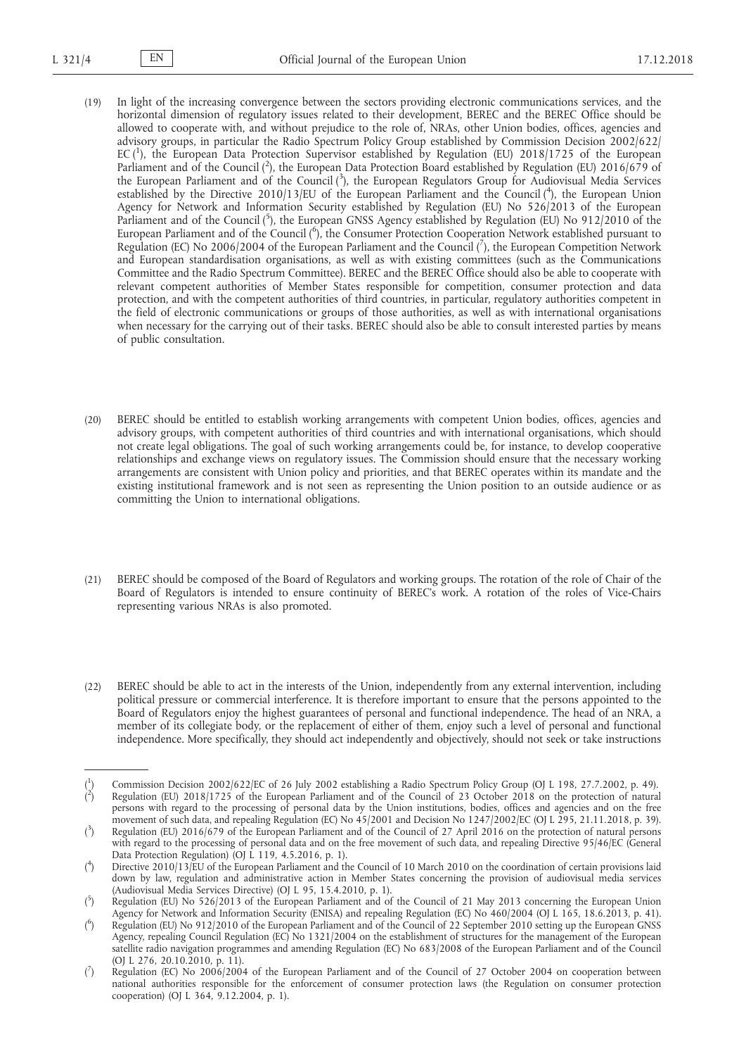(19) In light of the increasing convergence between the sectors providing electronic communications services, and the horizontal dimension of regulatory issues related to their development, BEREC and the BEREC Office should be allowed to cooperate with, and without prejudice to the role of, NRAs, other Union bodies, offices, agencies and advisory groups, in particular the Radio Spectrum Policy Group established by Commission Decision 2002/622/EC [1], the European Data Protection Supervisor established by Regulation (EU) 2018/1725 of the European Parliament and of the Council [2], the European Data Protection Board established by Regulation (EU) 2016/679 of the European Parliament and of the Council [3], the European Regulators Group for Audiovisual Media Services established by the Directive 2010/13/EU of the European Parliament and the Council [4], the European Union Agency for Network and Information Security established by Regulation (EU) No 526/2013 of the European Parliament and of the Council [5], the European GNSS Agency established by Regulation (EU) No 912/2010 of the European Parliament and of the Council [6], the Consumer Protection Cooperation Network established pursuant to Regulation (EC) No 2006/2004 of the European Parliament and the Council [7], the European Competition Network and European standardisation organisations, as well as with existing committees (such as the Communications Committee and the Radio Spectrum Committee). BEREC and the BEREC Office should also be able to cooperate with relevant competent authorities of Member States responsible for competition, consumer protection and data protection, and with the competent authorities of third countries, in particular, regulatory authorities competent in the field of electronic communications or groups of those authorities, as well as with international organisations when necessary for the carrying out of their tasks. BEREC should also be able to consult interested parties by means of public consultation.

(20) BEREC should be entitled to establish working arrangements with competent Union bodies, offices, agencies and advisory groups, with competent authorities of third countries and with international organisations, which should not create legal obligations. The goal of such working arrangements could be, for instance, to develop cooperative relationships and exchange views on regulatory issues. The Commission should ensure that the necessary working arrangements are consistent with Union policy and priorities, and that BEREC operates within its mandate and the existing institutional framework and is not seen as representing the Union position to an outside audience or as committing the Union to international obligations.

(21) BEREC should be composed of the Board of Regulators and working groups. The rotation of the role of Chair of the Board of Regulators is intended to ensure continuity of BEREC's work. A rotation of the roles of Vice-Chairs representing various NRAs is also promoted.

(22) BEREC should be able to act in the interests of the Union, independently from any external intervention, including political pressure or commercial interference. It is therefore important to ensure that the persons appointed to the Board of Regulators enjoy the highest guarantees of personal and functional independence. The head of an NRA, a member of its collegiate body, or the replacement of either of them, enjoy such a level of personal and functional independence. More specifically, they should act independently and objectively, should not seek or take instructions

---

[1] Commission Decision 2002/622/EC of 26 July 2002 establishing a Radio Spectrum Policy Group (OJ L 198, 27.7.2002, p. 49).

[2] Regulation (EU) 2018/1725 of the European Parliament and of the Council of 23 October 2018 on the protection of natural persons with regard to the processing of personal data by the Union institutions, bodies, offices and agencies and on the free movement of such data, and repealing Regulation (EC) No 45/2001 and Decision No 1247/2002/EC (OJ L 295, 21.11.2018, p. 39).

[3] Regulation (EU) 2016/679 of the European Parliament and of the Council of 27 April 2016 on the protection of natural persons with regard to the processing of personal data and on the free movement of such data, and repealing Directive 95/46/EC (General Data Protection Regulation) (OJ L 119, 4.5.2016, p. 1).

[4] Directive 2010/13/EU of the European Parliament and the Council of 10 March 2010 on the coordination of certain provisions laid down by law, regulation and administrative action in Member States concerning the provision of audiovisual media services (Audiovisual Media Services Directive) (OJ L 95, 15.4.2010, p. 1).

[5] Regulation (EU) No 526/2013 of the European Parliament and of the Council of 21 May 2013 concerning the European Union Agency for Network and Information Security (ENISA) and repealing Regulation (EC) No 460/2004 (OJ L 165, 18.6.2013, p. 41).

[6] Regulation (EU) No 912/2010 of the European Parliament and of the Council of 22 September 2010 setting up the European GNSS Agency, repealing Council Regulation (EC) No 1321/2004 on the establishment of structures for the management of the European satellite radio navigation programmes and amending Regulation (EC) No 683/2008 of the European Parliament and of the Council (OJ L 276, 20.10.2010, p. 11).

[7] Regulation (EC) No 2006/2004 of the European Parliament and of the Council of 27 October 2004 on cooperation between national authorities responsible for the enforcement of consumer protection laws (the Regulation on consumer protection cooperation) (OJ L 364, 9.12.2004, p. 1).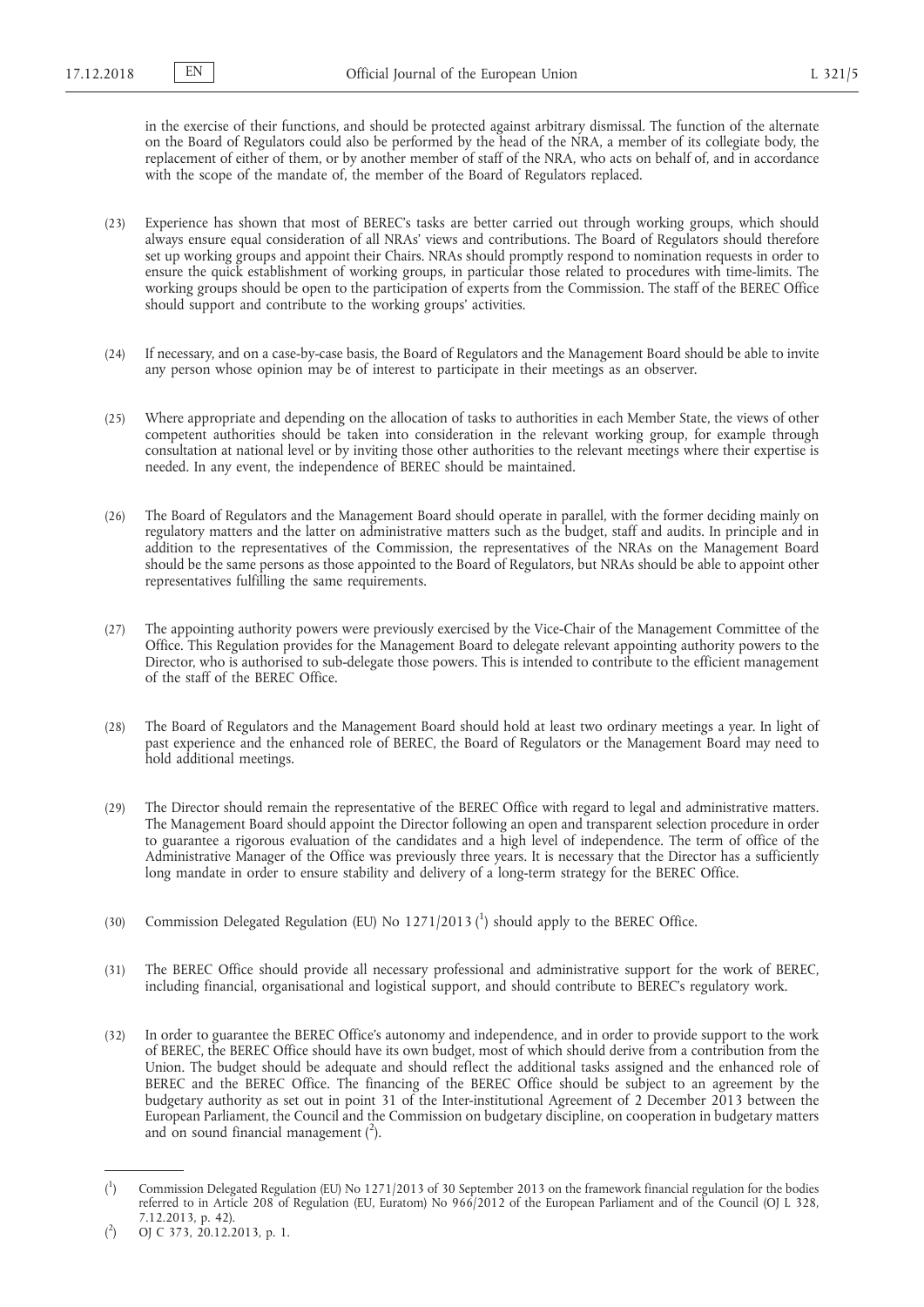in the exercise of their functions, and should be protected against arbitrary dismissal. The function of the alternate on the Board of Regulators could also be performed by the head of the NRA, a member of its collegiate body, the replacement of either of them, or by another member of staff of the NRA, who acts on behalf of, and in accordance with the scope of the mandate of, the member of the Board of Regulators replaced.

(23) Experience has shown that most of BEREC's tasks are better carried out through working groups, which should always ensure equal consideration of all NRAs' views and contributions. The Board of Regulators should therefore set up working groups and appoint their Chairs. NRAs should promptly respond to nomination requests in order to ensure the quick establishment of working groups, in particular those related to procedures with time-limits. The working groups should be open to the participation of experts from the Commission. The staff of the BEREC Office should support and contribute to the working groups' activities.

(24) If necessary, and on a case-by-case basis, the Board of Regulators and the Management Board should be able to invite any person whose opinion may be of interest to participate in their meetings as an observer.

(25) Where appropriate and depending on the allocation of tasks to authorities in each Member State, the views of other competent authorities should be taken into consideration in the relevant working group, for example through consultation at national level or by inviting those other authorities to the relevant meetings where their expertise is needed. In any event, the independence of BEREC should be maintained.

(26) The Board of Regulators and the Management Board should operate in parallel, with the former deciding mainly on regulatory matters and the latter on administrative matters such as the budget, staff and audits. In principle and in addition to the representatives of the Commission, the representatives of the NRAs on the Management Board should be the same persons as those appointed to the Board of Regulators, but NRAs should be able to appoint other representatives fulfilling the same requirements.

(27) The appointing authority powers were previously exercised by the Vice-Chair of the Management Committee of the Office. This Regulation provides for the Management Board to delegate relevant appointing authority powers to the Director, who is authorised to sub-delegate those powers. This is intended to contribute to the efficient management of the staff of the BEREC Office.

(28) The Board of Regulators and the Management Board should hold at least two ordinary meetings a year. In light of past experience and the enhanced role of BEREC, the Board of Regulators or the Management Board may need to hold additional meetings.

(29) The Director should remain the representative of the BEREC Office with regard to legal and administrative matters. The Management Board should appoint the Director following an open and transparent selection procedure in order to guarantee a rigorous evaluation of the candidates and a high level of independence. The term of office of the Administrative Manager of the Office was previously three years. It is necessary that the Director has a sufficiently long mandate in order to ensure stability and delivery of a long-term strategy for the BEREC Office.

(30) Commission Delegated Regulation (EU) No 1271/2013 [1] should apply to the BEREC Office.

(31) The BEREC Office should provide all necessary professional and administrative support for the work of BEREC, including financial, organisational and logistical support, and should contribute to BEREC's regulatory work.

(32) In order to guarantee the BEREC Office's autonomy and independence, and in order to provide support to the work of BEREC, the BEREC Office should have its own budget, most of which should derive from a contribution from the Union. The budget should be adequate and should reflect the additional tasks assigned and the enhanced role of BEREC and the BEREC Office. The financing of the BEREC Office should be subject to an agreement by the budgetary authority as set out in point 31 of the Inter-institutional Agreement of 2 December 2013 between the European Parliament, the Council and the Commission on budgetary discipline, on cooperation in budgetary matters and on sound financial management [2].

---

[1] Commission Delegated Regulation (EU) No 1271/2013 of 30 September 2013 on the framework financial regulation for the bodies referred to in Article 208 of Regulation (EU, Euratom) No 966/2012 of the European Parliament and of the Council (OJ L 328, 7.12.2013, p. 42).

[2] OJ C 373, 20.12.2013, p. 1.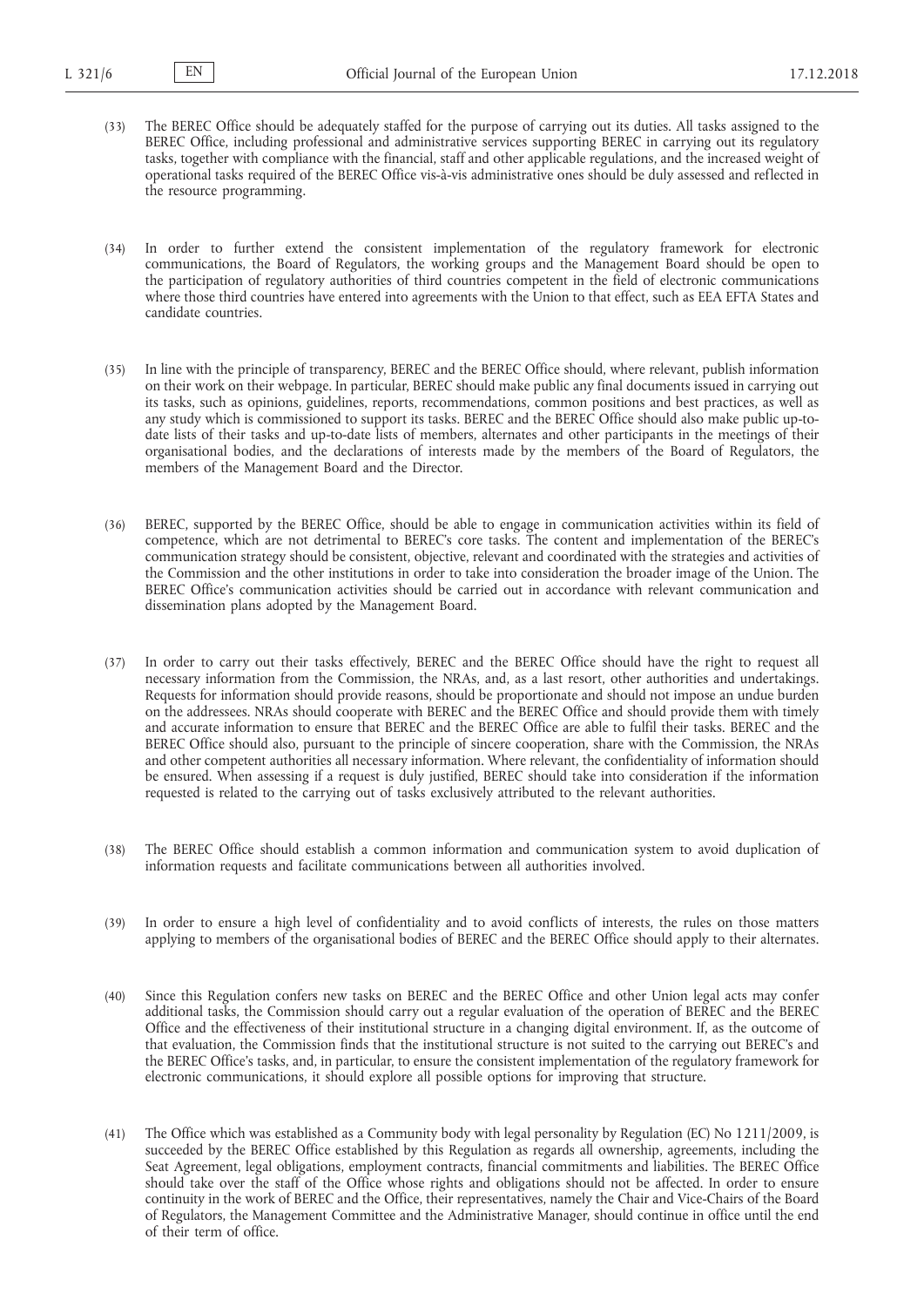(33) The BEREC Office should be adequately staffed for the purpose of carrying out its duties. All tasks assigned to the BEREC Office, including professional and administrative services supporting BEREC in carrying out its regulatory tasks, together with compliance with the financial, staff and other applicable regulations, and the increased weight of operational tasks required of the BEREC Office vis-à-vis administrative ones should be duly assessed and reflected in the resource programming.

(34) In order to further extend the consistent implementation of the regulatory framework for electronic communications, the Board of Regulators, the working groups and the Management Board should be open to the participation of regulatory authorities of third countries competent in the field of electronic communications where those third countries have entered into agreements with the Union to that effect, such as EEA EFTA States and candidate countries.

(35) In line with the principle of transparency, BEREC and the BEREC Office should, where relevant, publish information on their work on their webpage. In particular, BEREC should make public any final documents issued in carrying out its tasks, such as opinions, guidelines, reports, recommendations, common positions and best practices, as well as any study which is commissioned to support its tasks. BEREC and the BEREC Office should also make public up-to-date lists of their tasks and up-to-date lists of members, alternates and other participants in the meetings of their organisational bodies, and the declarations of interests made by the members of the Board of Regulators, the members of the Management Board and the Director.

(36) BEREC, supported by the BEREC Office, should be able to engage in communication activities within its field of competence, which are not detrimental to BEREC's core tasks. The content and implementation of the BEREC's communication strategy should be consistent, objective, relevant and coordinated with the strategies and activities of the Commission and the other institutions in order to take into consideration the broader image of the Union. The BEREC Office's communication activities should be carried out in accordance with relevant communication and dissemination plans adopted by the Management Board.

(37) In order to carry out their tasks effectively, BEREC and the BEREC Office should have the right to request all necessary information from the Commission, the NRAs, and, as a last resort, other authorities and undertakings. Requests for information should provide reasons, should be proportionate and should not impose an undue burden on the addressees. NRAs should cooperate with BEREC and the BEREC Office and should provide them with timely and accurate information to ensure that BEREC and the BEREC Office are able to fulfil their tasks. BEREC and the BEREC Office should also, pursuant to the principle of sincere cooperation, share with the Commission, the NRAs and other competent authorities all necessary information. Where relevant, the confidentiality of information should be ensured. When assessing if a request is duly justified, BEREC should take into consideration if the information requested is related to the carrying out of tasks exclusively attributed to the relevant authorities.

(38) The BEREC Office should establish a common information and communication system to avoid duplication of information requests and facilitate communications between all authorities involved.

(39) In order to ensure a high level of confidentiality and to avoid conflicts of interests, the rules on those matters applying to members of the organisational bodies of BEREC and the BEREC Office should apply to their alternates.

(40) Since this Regulation confers new tasks on BEREC and the BEREC Office and other Union legal acts may confer additional tasks, the Commission should carry out a regular evaluation of the operation of BEREC and the BEREC Office and the effectiveness of their institutional structure in a changing digital environment. If, as the outcome of that evaluation, the Commission finds that the institutional structure is not suited to the carrying out BEREC's and the BEREC Office's tasks, and, in particular, to ensure the consistent implementation of the regulatory framework for electronic communications, it should explore all possible options for improving that structure.

(41) The Office which was established as a Community body with legal personality by Regulation (EC) No 1211/2009, is succeeded by the BEREC Office established by this Regulation as regards all ownership, agreements, including the Seat Agreement, legal obligations, employment contracts, financial commitments and liabilities. The BEREC Office should take over the staff of the Office whose rights and obligations should not be affected. In order to ensure continuity in the work of BEREC and the Office, their representatives, namely the Chair and Vice-Chairs of the Board of Regulators, the Management Committee and the Administrative Manager, should continue in office until the end of their term of office.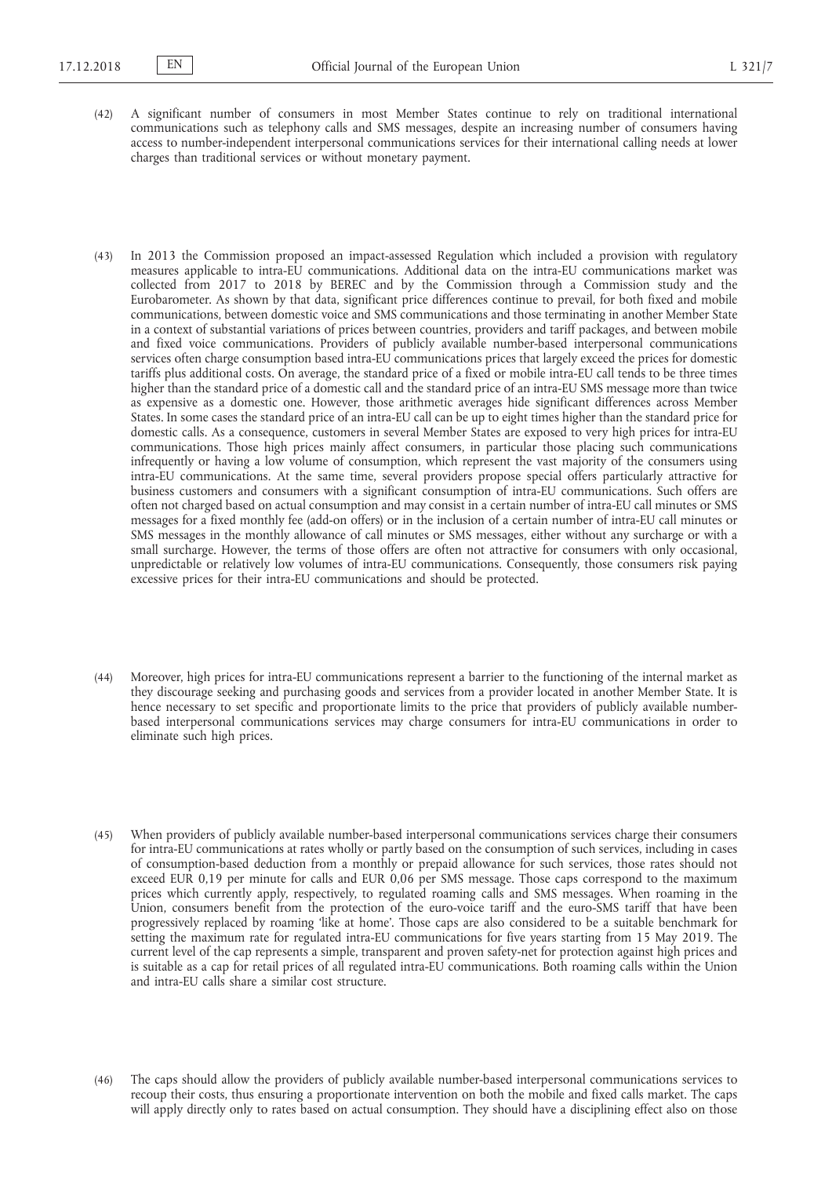(42) A significant number of consumers in most Member States continue to rely on traditional international communications such as telephony calls and SMS messages, despite an increasing number of consumers having access to number-independent interpersonal communications services for their international calling needs at lower charges than traditional services or without monetary payment.

(43) In 2013 the Commission proposed an impact-assessed Regulation which included a provision with regulatory measures applicable to intra-EU communications. Additional data on the intra-EU communications market was collected from 2017 to 2018 by BEREC and by the Commission through a Commission study and the Eurobarometer. As shown by that data, significant price differences continue to prevail, for both fixed and mobile communications, between domestic voice and SMS communications and those terminating in another Member State in a context of substantial variations of prices between countries, providers and tariff packages, and between mobile and fixed voice communications. Providers of publicly available number-based interpersonal communications services often charge consumption based intra-EU communications prices that largely exceed the prices for domestic tariffs plus additional costs. On average, the standard price of a fixed or mobile intra-EU call tends to be three times higher than the standard price of a domestic call and the standard price of an intra-EU SMS message more than twice as expensive as a domestic one. However, those arithmetic averages hide significant differences across Member States. In some cases the standard price of an intra-EU call can be up to eight times higher than the standard price for domestic calls. As a consequence, customers in several Member States are exposed to very high prices for intra-EU communications. Those high prices mainly affect consumers, in particular those placing such communications infrequently or having a low volume of consumption, which represent the vast majority of the consumers using intra-EU communications. At the same time, several providers propose special offers particularly attractive for business customers and consumers with a significant consumption of intra-EU communications. Such offers are often not charged based on actual consumption and may consist in a certain number of intra-EU call minutes or SMS messages for a fixed monthly fee (add-on offers) or in the inclusion of a certain number of intra-EU call minutes or SMS messages in the monthly allowance of call minutes or SMS messages, either without any surcharge or with a small surcharge. However, the terms of those offers are often not attractive for consumers with only occasional, unpredictable or relatively low volumes of intra-EU communications. Consequently, those consumers risk paying excessive prices for their intra-EU communications and should be protected.

(44) Moreover, high prices for intra-EU communications represent a barrier to the functioning of the internal market as they discourage seeking and purchasing goods and services from a provider located in another Member State. It is hence necessary to set specific and proportionate limits to the price that providers of publicly available number-based interpersonal communications services may charge consumers for intra-EU communications in order to eliminate such high prices.

(45) When providers of publicly available number-based interpersonal communications services charge their consumers for intra-EU communications at rates wholly or partly based on the consumption of such services, including in cases of consumption-based deduction from a monthly or prepaid allowance for such services, those rates should not exceed EUR 0,19 per minute for calls and EUR 0,06 per SMS message. Those caps correspond to the maximum prices which currently apply, respectively, to regulated roaming calls and SMS messages. When roaming in the Union, consumers benefit from the protection of the euro-voice tariff and the euro-SMS tariff that have been progressively replaced by roaming 'like at home'. Those caps are also considered to be a suitable benchmark for setting the maximum rate for regulated intra-EU communications for five years starting from 15 May 2019. The current level of the cap represents a simple, transparent and proven safety-net for protection against high prices and is suitable as a cap for retail prices of all regulated intra-EU communications. Both roaming calls within the Union and intra-EU calls share a similar cost structure.

(46) The caps should allow the providers of publicly available number-based interpersonal communications services to recoup their costs, thus ensuring a proportionate intervention on both the mobile and fixed calls market. The caps will apply directly only to rates based on actual consumption. They should have a disciplining effect also on those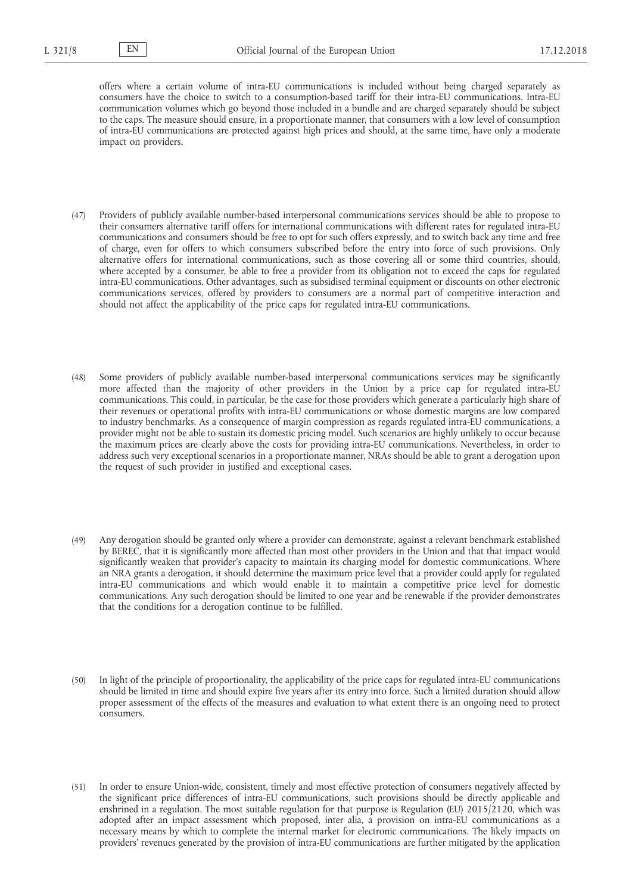offers where a certain volume of intra-EU communications is included without being charged separately as consumers have the choice to switch to a consumption-based tariff for their intra-EU communications. Intra-EU communication volumes which go beyond those included in a bundle and are charged separately should be subject to the caps. The measure should ensure, in a proportionate manner, that consumers with a low level of consumption of intra-EU communications are protected against high prices and should, at the same time, have only a moderate impact on providers.

(47) Providers of publicly available number-based interpersonal communications services should be able to propose to their consumers alternative tariff offers for international communications with different rates for regulated intra-EU communications and consumers should be free to opt for such offers expressly, and to switch back any time and free of charge, even for offers to which consumers subscribed before the entry into force of such provisions. Only alternative offers for international communications, such as those covering all or some third countries, should, where accepted by a consumer, be able to free a provider from its obligation not to exceed the caps for regulated intra-EU communications. Other advantages, such as subsidised terminal equipment or discounts on other electronic communications services, offered by providers to consumers are a normal part of competitive interaction and should not affect the applicability of the price caps for regulated intra-EU communications.

(48) Some providers of publicly available number-based interpersonal communications services may be significantly more affected than the majority of other providers in the Union by a price cap for regulated intra-EU communications. This could, in particular, be the case for those providers which generate a particularly high share of their revenues or operational profits with intra-EU communications or whose domestic margins are low compared to industry benchmarks. As a consequence of margin compression as regards regulated intra-EU communications, a provider might not be able to sustain its domestic pricing model. Such scenarios are highly unlikely to occur because the maximum prices are clearly above the costs for providing intra-EU communications. Nevertheless, in order to address such very exceptional scenarios in a proportionate manner, NRAs should be able to grant a derogation upon the request of such provider in justified and exceptional cases.

(49) Any derogation should be granted only where a provider can demonstrate, against a relevant benchmark established by BEREC, that it is significantly more affected than most other providers in the Union and that that impact would significantly weaken that provider's capacity to maintain its charging model for domestic communications. Where an NRA grants a derogation, it should determine the maximum price level that a provider could apply for regulated intra-EU communications and which would enable it to maintain a competitive price level for domestic communications. Any such derogation should be limited to one year and be renewable if the provider demonstrates that the conditions for a derogation continue to be fulfilled.

(50) In light of the principle of proportionality, the applicability of the price caps for regulated intra-EU communications should be limited in time and should expire five years after its entry into force. Such a limited duration should allow proper assessment of the effects of the measures and evaluation to what extent there is an ongoing need to protect consumers.

(51) In order to ensure Union-wide, consistent, timely and most effective protection of consumers negatively affected by the significant price differences of intra-EU communications, such provisions should be directly applicable and enshrined in a regulation. The most suitable regulation for that purpose is Regulation (EU) 2015/2120, which was adopted after an impact assessment which proposed, inter alia, a provision on intra-EU communications as a necessary means by which to complete the internal market for electronic communications. The likely impacts on providers' revenues generated by the provision of intra-EU communications are further mitigated by the application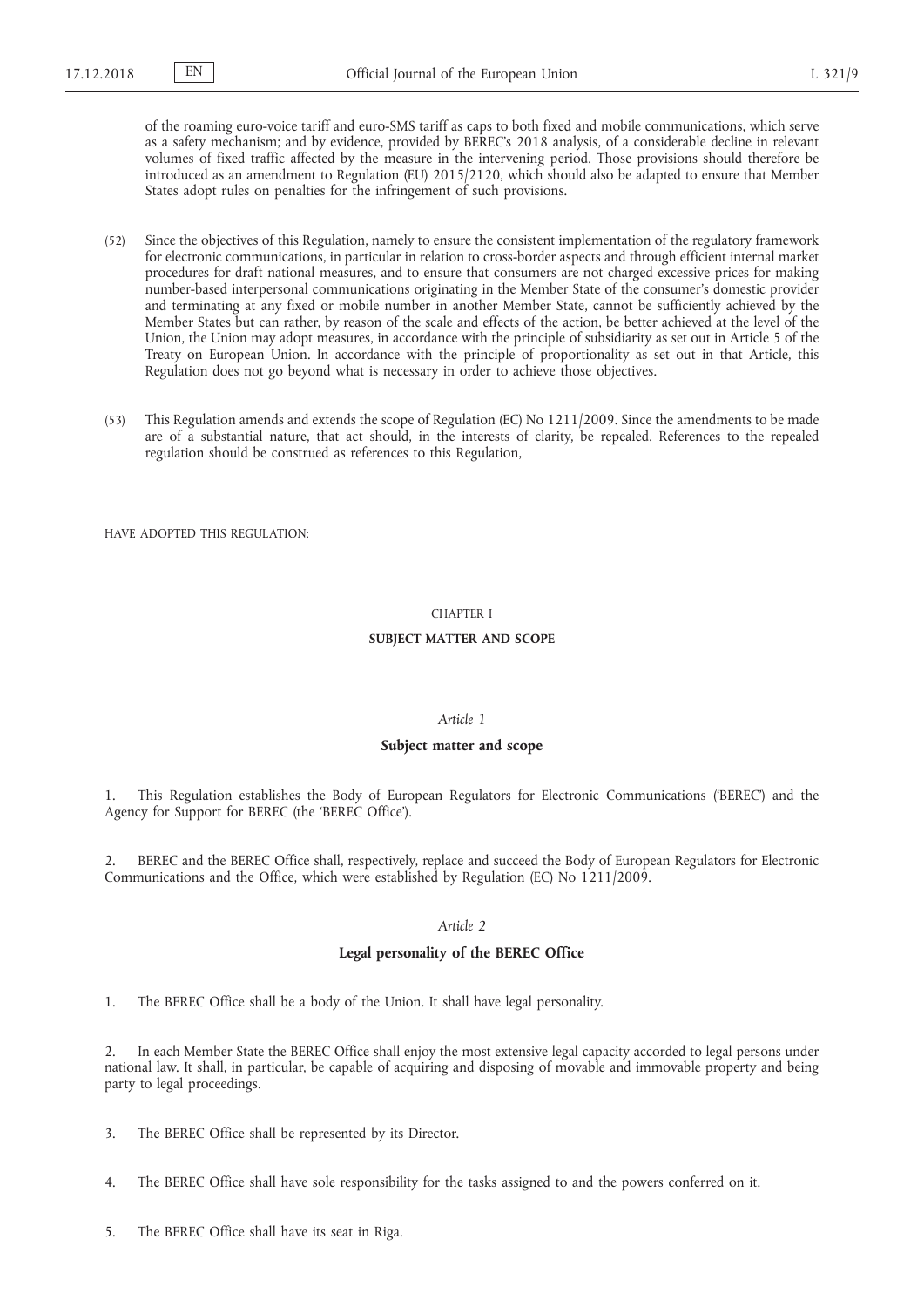of the roaming euro-voice tariff and euro-SMS tariff as caps to both fixed and mobile communications, which serve as a safety mechanism; and by evidence, provided by BEREC's 2018 analysis, of a considerable decline in relevant volumes of fixed traffic affected by the measure in the intervening period. Those provisions should therefore be introduced as an amendment to Regulation (EU) 2015/2120, which should also be adapted to ensure that Member States adopt rules on penalties for the infringement of such provisions.

(52) Since the objectives of this Regulation, namely to ensure the consistent implementation of the regulatory framework for electronic communications, in particular in relation to cross-border aspects and through efficient internal market procedures for draft national measures, and to ensure that consumers are not charged excessive prices for making number-based interpersonal communications originating in the Member State of the consumer's domestic provider and terminating at any fixed or mobile number in another Member State, cannot be sufficiently achieved by the Member States but can rather, by reason of the scale and effects of the action, be better achieved at the level of the Union, the Union may adopt measures, in accordance with the principle of subsidiarity as set out in Article 5 of the Treaty on European Union. In accordance with the principle of proportionality as set out in that Article, this Regulation does not go beyond what is necessary in order to achieve those objectives.

(53) This Regulation amends and extends the scope of Regulation (EC) No 1211/2009. Since the amendments to be made are of a substantial nature, that act should, in the interests of clarity, be repealed. References to the repealed regulation should be construed as references to this Regulation,

HAVE ADOPTED THIS REGULATION:

## CHAPTER I

## SUBJECT MATTER AND SCOPE

### *Article 1*

### Subject matter and scope

1. This Regulation establishes the Body of European Regulators for Electronic Communications ('BEREC') and the Agency for Support for BEREC (the 'BEREC Office').

2. BEREC and the BEREC Office shall, respectively, replace and succeed the Body of European Regulators for Electronic Communications and the Office, which were established by Regulation (EC) No 1211/2009.

### *Article 2*

### Legal personality of the BEREC Office

1. The BEREC Office shall be a body of the Union. It shall have legal personality.

2. In each Member State the BEREC Office shall enjoy the most extensive legal capacity accorded to legal persons under national law. It shall, in particular, be capable of acquiring and disposing of movable and immovable property and being party to legal proceedings.

3. The BEREC Office shall be represented by its Director.

4. The BEREC Office shall have sole responsibility for the tasks assigned to and the powers conferred on it.

5. The BEREC Office shall have its seat in Riga.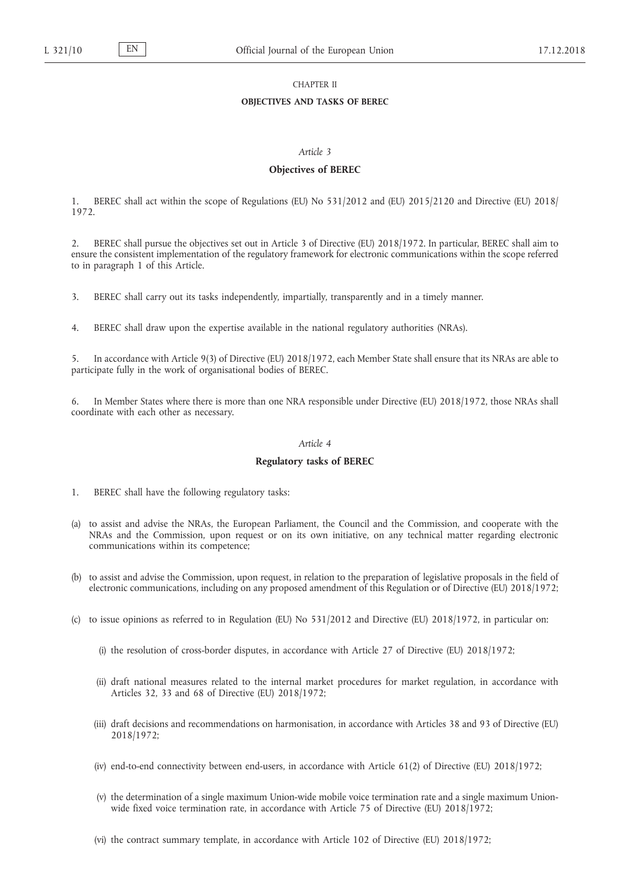## CHAPTER II

## OBJECTIVES AND TASKS OF BEREC

### *Article 3*

### Objectives of BEREC

1. BEREC shall act within the scope of Regulations (EU) No 531/2012 and (EU) 2015/2120 and Directive (EU) 2018/1972.

2. BEREC shall pursue the objectives set out in Article 3 of Directive (EU) 2018/1972. In particular, BEREC shall aim to ensure the consistent implementation of the regulatory framework for electronic communications within the scope referred to in paragraph 1 of this Article.

3. BEREC shall carry out its tasks independently, impartially, transparently and in a timely manner.

4. BEREC shall draw upon the expertise available in the national regulatory authorities (NRAs).

5. In accordance with Article 9(3) of Directive (EU) 2018/1972, each Member State shall ensure that its NRAs are able to participate fully in the work of organisational bodies of BEREC.

6. In Member States where there is more than one NRA responsible under Directive (EU) 2018/1972, those NRAs shall coordinate with each other as necessary.

### *Article 4*

### Regulatory tasks of BEREC

1. BEREC shall have the following regulatory tasks:

(a) to assist and advise the NRAs, the European Parliament, the Council and the Commission, and cooperate with the NRAs and the Commission, upon request or on its own initiative, on any technical matter regarding electronic communications within its competence;

(b) to assist and advise the Commission, upon request, in relation to the preparation of legislative proposals in the field of electronic communications, including on any proposed amendment of this Regulation or of Directive (EU) 2018/1972;

(c) to issue opinions as referred to in Regulation (EU) No 531/2012 and Directive (EU) 2018/1972, in particular on:

   (i) the resolution of cross-border disputes, in accordance with Article 27 of Directive (EU) 2018/1972;

   (ii) draft national measures related to the internal market procedures for market regulation, in accordance with Articles 32, 33 and 68 of Directive (EU) 2018/1972;

   (iii) draft decisions and recommendations on harmonisation, in accordance with Articles 38 and 93 of Directive (EU) 2018/1972;

   (iv) end-to-end connectivity between end-users, in accordance with Article 61(2) of Directive (EU) 2018/1972;

   (v) the determination of a single maximum Union-wide mobile voice termination rate and a single maximum Union-wide fixed voice termination rate, in accordance with Article 75 of Directive (EU) 2018/1972;

   (vi) the contract summary template, in accordance with Article 102 of Directive (EU) 2018/1972;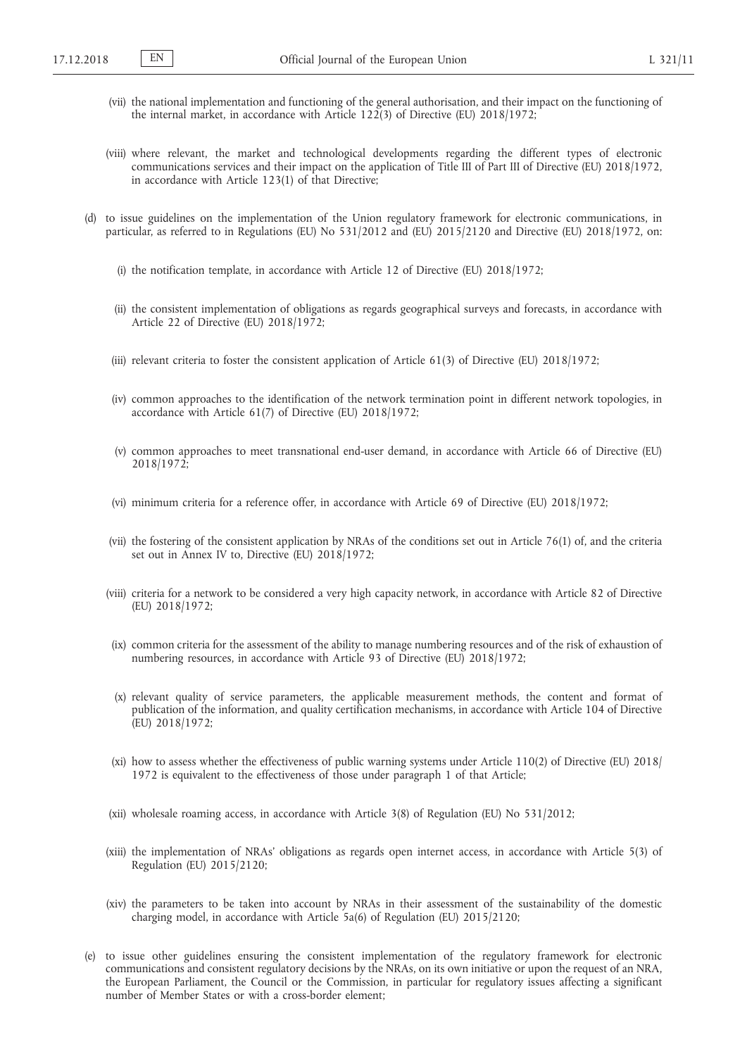(vii) the national implementation and functioning of the general authorisation, and their impact on the functioning of the internal market, in accordance with Article 122(3) of Directive (EU) 2018/1972;

(viii) where relevant, the market and technological developments regarding the different types of electronic communications services and their impact on the application of Title III of Part III of Directive (EU) 2018/1972, in accordance with Article 123(1) of that Directive;

(d) to issue guidelines on the implementation of the Union regulatory framework for electronic communications, in particular, as referred to in Regulations (EU) No 531/2012 and (EU) 2015/2120 and Directive (EU) 2018/1972, on:

(i) the notification template, in accordance with Article 12 of Directive (EU) 2018/1972;

(ii) the consistent implementation of obligations as regards geographical surveys and forecasts, in accordance with Article 22 of Directive (EU) 2018/1972;

(iii) relevant criteria to foster the consistent application of Article 61(3) of Directive (EU) 2018/1972;

(iv) common approaches to the identification of the network termination point in different network topologies, in accordance with Article 61(7) of Directive (EU) 2018/1972;

(v) common approaches to meet transnational end-user demand, in accordance with Article 66 of Directive (EU) 2018/1972;

(vi) minimum criteria for a reference offer, in accordance with Article 69 of Directive (EU) 2018/1972;

(vii) the fostering of the consistent application by NRAs of the conditions set out in Article 76(1) of, and the criteria set out in Annex IV to, Directive (EU) 2018/1972;

(viii) criteria for a network to be considered a very high capacity network, in accordance with Article 82 of Directive (EU) 2018/1972;

(ix) common criteria for the assessment of the ability to manage numbering resources and of the risk of exhaustion of numbering resources, in accordance with Article 93 of Directive (EU) 2018/1972;

(x) relevant quality of service parameters, the applicable measurement methods, the content and format of publication of the information, and quality certification mechanisms, in accordance with Article 104 of Directive (EU) 2018/1972;

(xi) how to assess whether the effectiveness of public warning systems under Article 110(2) of Directive (EU) 2018/1972 is equivalent to the effectiveness of those under paragraph 1 of that Article;

(xii) wholesale roaming access, in accordance with Article 3(8) of Regulation (EU) No 531/2012;

(xiii) the implementation of NRAs' obligations as regards open internet access, in accordance with Article 5(3) of Regulation (EU) 2015/2120;

(xiv) the parameters to be taken into account by NRAs in their assessment of the sustainability of the domestic charging model, in accordance with Article 5a(6) of Regulation (EU) 2015/2120;

(e) to issue other guidelines ensuring the consistent implementation of the regulatory framework for electronic communications and consistent regulatory decisions by the NRAs, on its own initiative or upon the request of an NRA, the European Parliament, the Council or the Commission, in particular for regulatory issues affecting a significant number of Member States or with a cross-border element;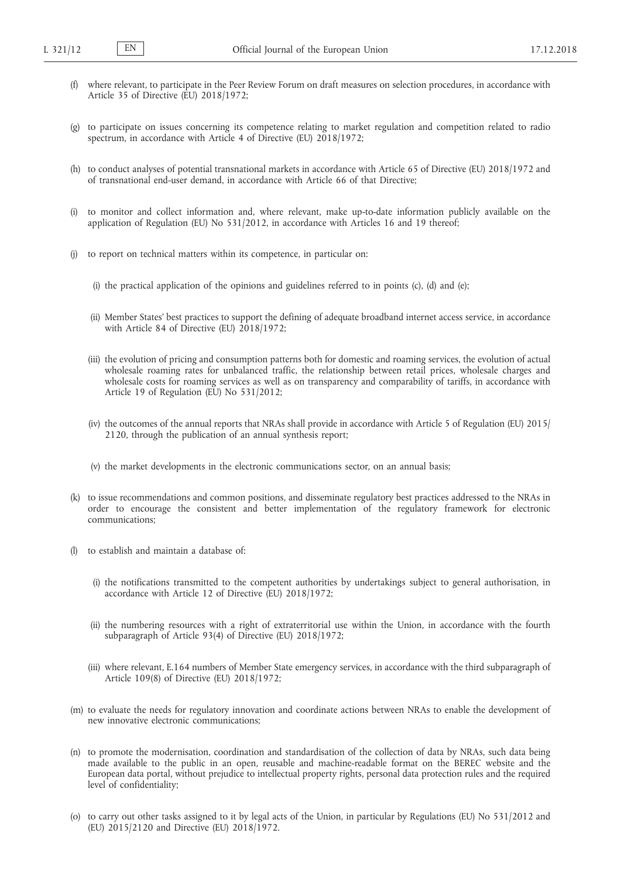(f) where relevant, to participate in the Peer Review Forum on draft measures on selection procedures, in accordance with Article 35 of Directive (EU) 2018/1972;

(g) to participate on issues concerning its competence relating to market regulation and competition related to radio spectrum, in accordance with Article 4 of Directive (EU) 2018/1972;

(h) to conduct analyses of potential transnational markets in accordance with Article 65 of Directive (EU) 2018/1972 and of transnational end-user demand, in accordance with Article 66 of that Directive;

(i) to monitor and collect information and, where relevant, make up-to-date information publicly available on the application of Regulation (EU) No 531/2012, in accordance with Articles 16 and 19 thereof;

(j) to report on technical matters within its competence, in particular on:

   (i) the practical application of the opinions and guidelines referred to in points (c), (d) and (e);

   (ii) Member States' best practices to support the defining of adequate broadband internet access service, in accordance with Article 84 of Directive (EU) 2018/1972;

   (iii) the evolution of pricing and consumption patterns both for domestic and roaming services, the evolution of actual wholesale roaming rates for unbalanced traffic, the relationship between retail prices, wholesale charges and wholesale costs for roaming services as well as on transparency and comparability of tariffs, in accordance with Article 19 of Regulation (EU) No 531/2012;

   (iv) the outcomes of the annual reports that NRAs shall provide in accordance with Article 5 of Regulation (EU) 2015/2120, through the publication of an annual synthesis report;

   (v) the market developments in the electronic communications sector, on an annual basis;

(k) to issue recommendations and common positions, and disseminate regulatory best practices addressed to the NRAs in order to encourage the consistent and better implementation of the regulatory framework for electronic communications;

(l) to establish and maintain a database of:

   (i) the notifications transmitted to the competent authorities by undertakings subject to general authorisation, in accordance with Article 12 of Directive (EU) 2018/1972;

   (ii) the numbering resources with a right of extraterritorial use within the Union, in accordance with the fourth subparagraph of Article 93(4) of Directive (EU) 2018/1972;

   (iii) where relevant, E.164 numbers of Member State emergency services, in accordance with the third subparagraph of Article 109(8) of Directive (EU) 2018/1972;

(m) to evaluate the needs for regulatory innovation and coordinate actions between NRAs to enable the development of new innovative electronic communications;

(n) to promote the modernisation, coordination and standardisation of the collection of data by NRAs, such data being made available to the public in an open, reusable and machine-readable format on the BEREC website and the European data portal, without prejudice to intellectual property rights, personal data protection rules and the required level of confidentiality;

(o) to carry out other tasks assigned to it by legal acts of the Union, in particular by Regulations (EU) No 531/2012 and (EU) 2015/2120 and Directive (EU) 2018/1972.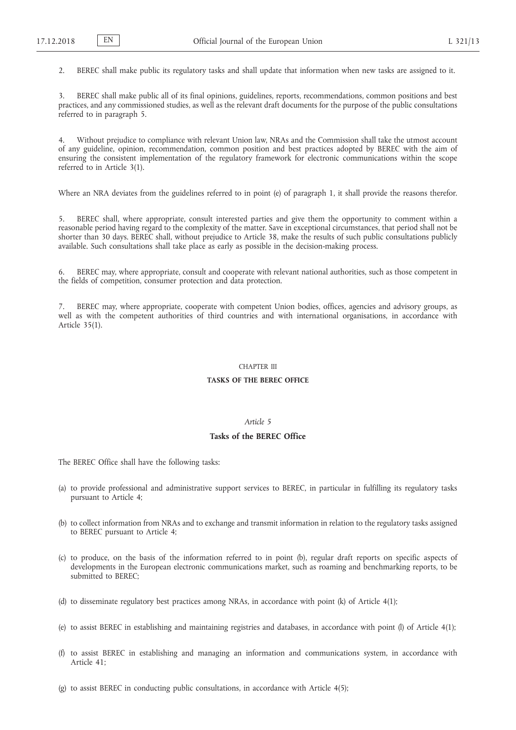2. BEREC shall make public its regulatory tasks and shall update that information when new tasks are assigned to it.

3. BEREC shall make public all of its final opinions, guidelines, reports, recommendations, common positions and best practices, and any commissioned studies, as well as the relevant draft documents for the purpose of the public consultations referred to in paragraph 5.

4. Without prejudice to compliance with relevant Union law, NRAs and the Commission shall take the utmost account of any guideline, opinion, recommendation, common position and best practices adopted by BEREC with the aim of ensuring the consistent implementation of the regulatory framework for electronic communications within the scope referred to in Article 3(1).

Where an NRA deviates from the guidelines referred to in point (e) of paragraph 1, it shall provide the reasons therefor.

5. BEREC shall, where appropriate, consult interested parties and give them the opportunity to comment within a reasonable period having regard to the complexity of the matter. Save in exceptional circumstances, that period shall not be shorter than 30 days. BEREC shall, without prejudice to Article 38, make the results of such public consultations publicly available. Such consultations shall take place as early as possible in the decision-making process.

6. BEREC may, where appropriate, consult and cooperate with relevant national authorities, such as those competent in the fields of competition, consumer protection and data protection.

7. BEREC may, where appropriate, cooperate with competent Union bodies, offices, agencies and advisory groups, as well as with the competent authorities of third countries and with international organisations, in accordance with Article 35(1).

## CHAPTER III

## TASKS OF THE BEREC OFFICE

### *Article 5*

### Tasks of the BEREC Office

The BEREC Office shall have the following tasks:

(a) to provide professional and administrative support services to BEREC, in particular in fulfilling its regulatory tasks pursuant to Article 4;

(b) to collect information from NRAs and to exchange and transmit information in relation to the regulatory tasks assigned to BEREC pursuant to Article 4;

(c) to produce, on the basis of the information referred to in point (b), regular draft reports on specific aspects of developments in the European electronic communications market, such as roaming and benchmarking reports, to be submitted to BEREC;

(d) to disseminate regulatory best practices among NRAs, in accordance with point (k) of Article 4(1);

(e) to assist BEREC in establishing and maintaining registries and databases, in accordance with point (l) of Article 4(1);

(f) to assist BEREC in establishing and managing an information and communications system, in accordance with Article 41;

(g) to assist BEREC in conducting public consultations, in accordance with Article 4(5);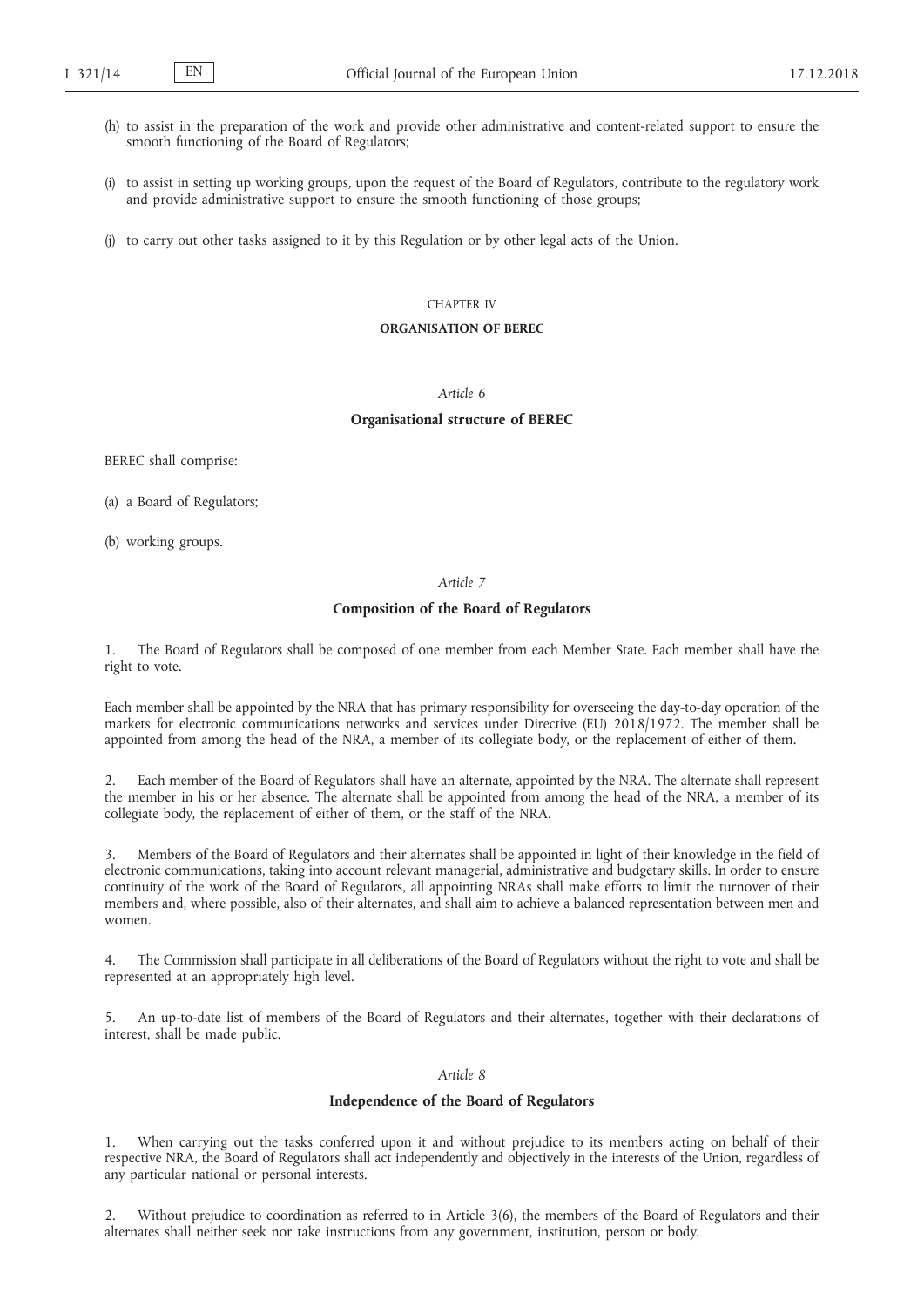(h) to assist in the preparation of the work and provide other administrative and content-related support to ensure the smooth functioning of the Board of Regulators;

(i) to assist in setting up working groups, upon the request of the Board of Regulators, contribute to the regulatory work and provide administrative support to ensure the smooth functioning of those groups;

(j) to carry out other tasks assigned to it by this Regulation or by other legal acts of the Union.

## CHAPTER IV

## **ORGANISATION OF BEREC**

### *Article 6*

### **Organisational structure of BEREC**

BEREC shall comprise:

(a) a Board of Regulators;

(b) working groups.

### *Article 7*

### **Composition of the Board of Regulators**

1. The Board of Regulators shall be composed of one member from each Member State. Each member shall have the right to vote.

Each member shall be appointed by the NRA that has primary responsibility for overseeing the day-to-day operation of the markets for electronic communications networks and services under Directive (EU) 2018/1972. The member shall be appointed from among the head of the NRA, a member of its collegiate body, or the replacement of either of them.

2. Each member of the Board of Regulators shall have an alternate, appointed by the NRA. The alternate shall represent the member in his or her absence. The alternate shall be appointed from among the head of the NRA, a member of its collegiate body, the replacement of either of them, or the staff of the NRA.

3. Members of the Board of Regulators and their alternates shall be appointed in light of their knowledge in the field of electronic communications, taking into account relevant managerial, administrative and budgetary skills. In order to ensure continuity of the work of the Board of Regulators, all appointing NRAs shall make efforts to limit the turnover of their members and, where possible, also of their alternates, and shall aim to achieve a balanced representation between men and women.

4. The Commission shall participate in all deliberations of the Board of Regulators without the right to vote and shall be represented at an appropriately high level.

5. An up-to-date list of members of the Board of Regulators and their alternates, together with their declarations of interest, shall be made public.

### *Article 8*

### **Independence of the Board of Regulators**

1. When carrying out the tasks conferred upon it and without prejudice to its members acting on behalf of their respective NRA, the Board of Regulators shall act independently and objectively in the interests of the Union, regardless of any particular national or personal interests.

2. Without prejudice to coordination as referred to in Article 3(6), the members of the Board of Regulators and their alternates shall neither seek nor take instructions from any government, institution, person or body.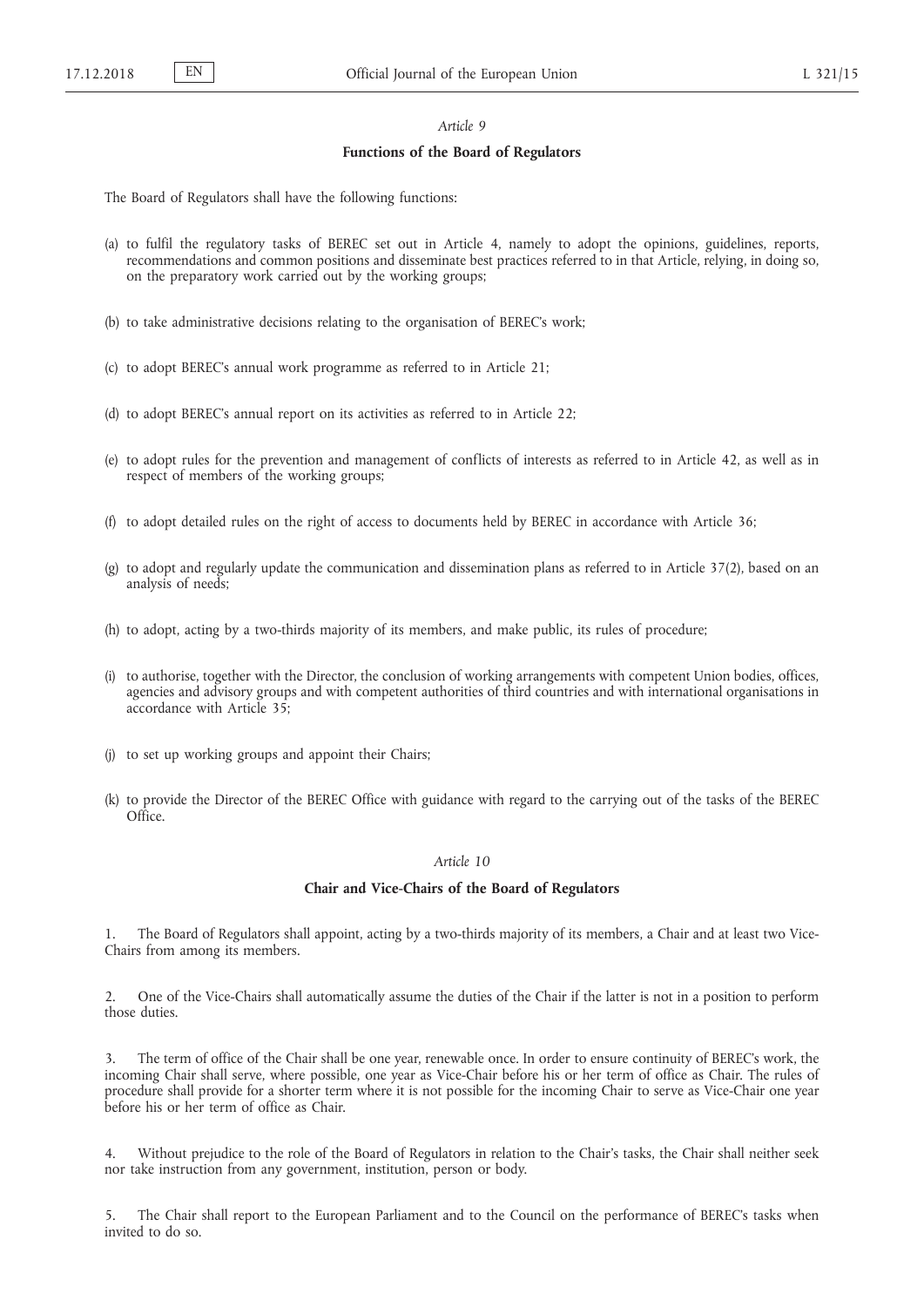*Article 9*

**Functions of the Board of Regulators**

The Board of Regulators shall have the following functions:

(a) to fulfil the regulatory tasks of BEREC set out in Article 4, namely to adopt the opinions, guidelines, reports, recommendations and common positions and disseminate best practices referred to in that Article, relying, in doing so, on the preparatory work carried out by the working groups;

(b) to take administrative decisions relating to the organisation of BEREC's work;

(c) to adopt BEREC's annual work programme as referred to in Article 21;

(d) to adopt BEREC's annual report on its activities as referred to in Article 22;

(e) to adopt rules for the prevention and management of conflicts of interests as referred to in Article 42, as well as in respect of members of the working groups;

(f) to adopt detailed rules on the right of access to documents held by BEREC in accordance with Article 36;

(g) to adopt and regularly update the communication and dissemination plans as referred to in Article 37(2), based on an analysis of needs;

(h) to adopt, acting by a two-thirds majority of its members, and make public, its rules of procedure;

(i) to authorise, together with the Director, the conclusion of working arrangements with competent Union bodies, offices, agencies and advisory groups and with competent authorities of third countries and with international organisations in accordance with Article 35;

(j) to set up working groups and appoint their Chairs;

(k) to provide the Director of the BEREC Office with guidance with regard to the carrying out of the tasks of the BEREC Office.

*Article 10*

**Chair and Vice-Chairs of the Board of Regulators**

1. The Board of Regulators shall appoint, acting by a two-thirds majority of its members, a Chair and at least two Vice-Chairs from among its members.

2. One of the Vice-Chairs shall automatically assume the duties of the Chair if the latter is not in a position to perform those duties.

3. The term of office of the Chair shall be one year, renewable once. In order to ensure continuity of BEREC's work, the incoming Chair shall serve, where possible, one year as Vice-Chair before his or her term of office as Chair. The rules of procedure shall provide for a shorter term where it is not possible for the incoming Chair to serve as Vice-Chair one year before his or her term of office as Chair.

4. Without prejudice to the role of the Board of Regulators in relation to the Chair's tasks, the Chair shall neither seek nor take instruction from any government, institution, person or body.

5. The Chair shall report to the European Parliament and to the Council on the performance of BEREC's tasks when invited to do so.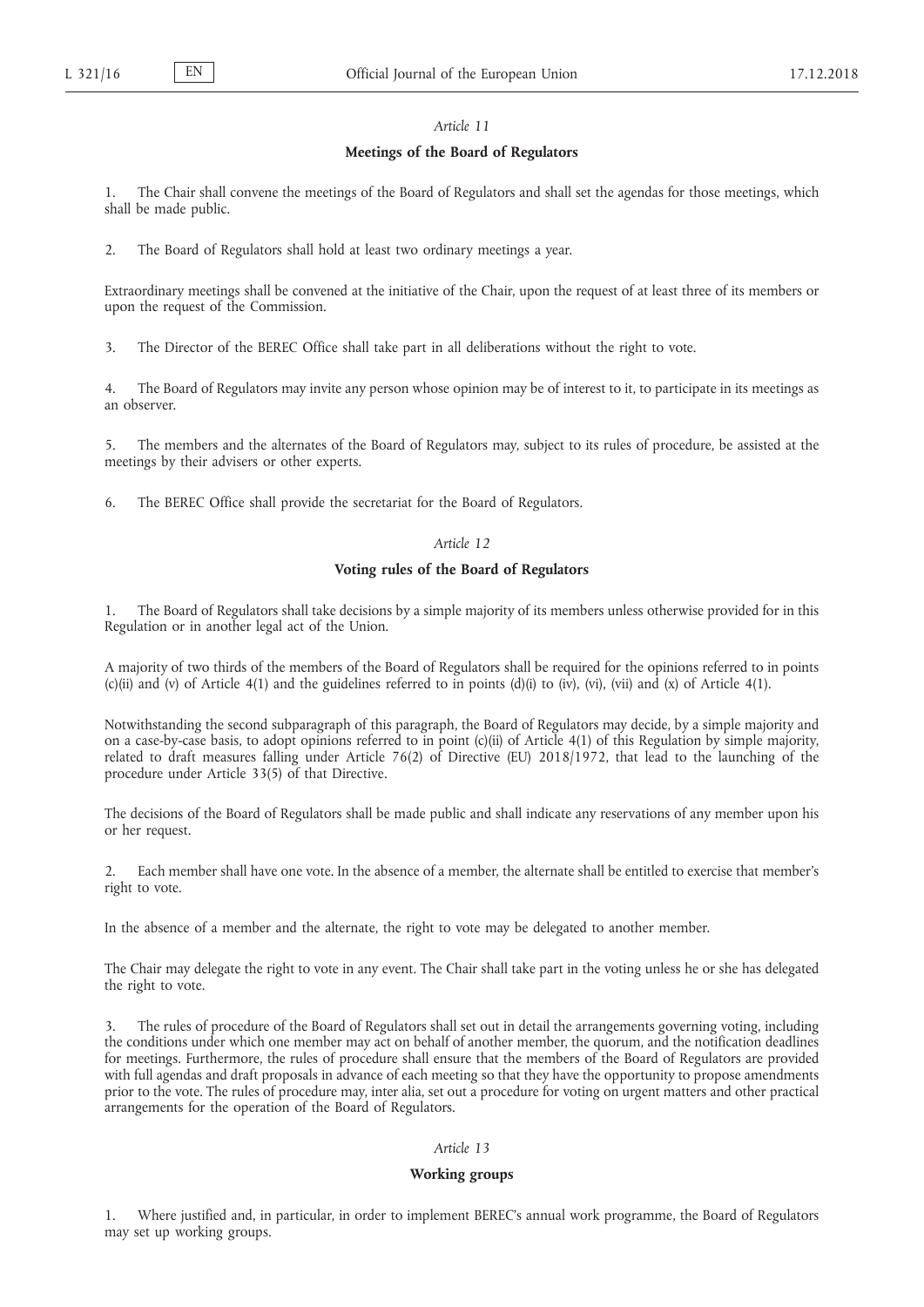*Article 11*

**Meetings of the Board of Regulators**

1. The Chair shall convene the meetings of the Board of Regulators and shall set the agendas for those meetings, which shall be made public.

2. The Board of Regulators shall hold at least two ordinary meetings a year.

Extraordinary meetings shall be convened at the initiative of the Chair, upon the request of at least three of its members or upon the request of the Commission.

3. The Director of the BEREC Office shall take part in all deliberations without the right to vote.

4. The Board of Regulators may invite any person whose opinion may be of interest to it, to participate in its meetings as an observer.

5. The members and the alternates of the Board of Regulators may, subject to its rules of procedure, be assisted at the meetings by their advisers or other experts.

6. The BEREC Office shall provide the secretariat for the Board of Regulators.

*Article 12*

**Voting rules of the Board of Regulators**

1. The Board of Regulators shall take decisions by a simple majority of its members unless otherwise provided for in this Regulation or in another legal act of the Union.

A majority of two thirds of the members of the Board of Regulators shall be required for the opinions referred to in points (c)(ii) and (v) of Article 4(1) and the guidelines referred to in points (d)(i) to (iv), (vi), (vii) and (x) of Article 4(1).

Notwithstanding the second subparagraph of this paragraph, the Board of Regulators may decide, by a simple majority and on a case-by-case basis, to adopt opinions referred to in point (c)(ii) of Article 4(1) of this Regulation by simple majority, related to draft measures falling under Article 76(2) of Directive (EU) 2018/1972, that lead to the launching of the procedure under Article 33(5) of that Directive.

The decisions of the Board of Regulators shall be made public and shall indicate any reservations of any member upon his or her request.

2. Each member shall have one vote. In the absence of a member, the alternate shall be entitled to exercise that member's right to vote.

In the absence of a member and the alternate, the right to vote may be delegated to another member.

The Chair may delegate the right to vote in any event. The Chair shall take part in the voting unless he or she has delegated the right to vote.

3. The rules of procedure of the Board of Regulators shall set out in detail the arrangements governing voting, including the conditions under which one member may act on behalf of another member, the quorum, and the notification deadlines for meetings. Furthermore, the rules of procedure shall ensure that the members of the Board of Regulators are provided with full agendas and draft proposals in advance of each meeting so that they have the opportunity to propose amendments prior to the vote. The rules of procedure may, inter alia, set out a procedure for voting on urgent matters and other practical arrangements for the operation of the Board of Regulators.

*Article 13*

**Working groups**

1. Where justified and, in particular, in order to implement BEREC's annual work programme, the Board of Regulators may set up working groups.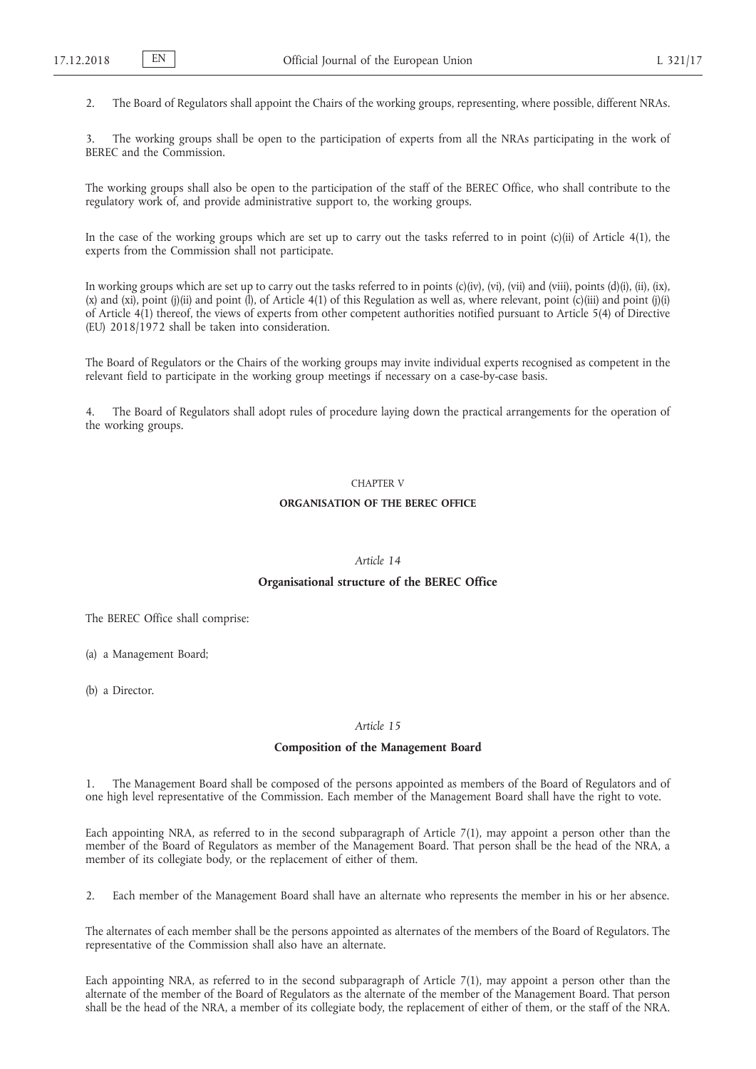2. The Board of Regulators shall appoint the Chairs of the working groups, representing, where possible, different NRAs.

3. The working groups shall be open to the participation of experts from all the NRAs participating in the work of BEREC and the Commission.

The working groups shall also be open to the participation of the staff of the BEREC Office, who shall contribute to the regulatory work of, and provide administrative support to, the working groups.

In the case of the working groups which are set up to carry out the tasks referred to in point (c)(ii) of Article 4(1), the experts from the Commission shall not participate.

In working groups which are set up to carry out the tasks referred to in points (c)(iv), (vi), (vii) and (viii), points (d)(i), (ii), (ix), (x) and (xi), point (j)(ii) and point (l), of Article 4(1) of this Regulation as well as, where relevant, point (c)(iii) and point (j)(i) of Article 4(1) thereof, the views of experts from other competent authorities notified pursuant to Article 5(4) of Directive (EU) 2018/1972 shall be taken into consideration.

The Board of Regulators or the Chairs of the working groups may invite individual experts recognised as competent in the relevant field to participate in the working group meetings if necessary on a case-by-case basis.

4. The Board of Regulators shall adopt rules of procedure laying down the practical arrangements for the operation of the working groups.

## CHAPTER V

## ORGANISATION OF THE BEREC OFFICE

### *Article 14*

### Organisational structure of the BEREC Office

The BEREC Office shall comprise:

(a) a Management Board;

(b) a Director.

### *Article 15*

### Composition of the Management Board

1. The Management Board shall be composed of the persons appointed as members of the Board of Regulators and of one high level representative of the Commission. Each member of the Management Board shall have the right to vote.

Each appointing NRA, as referred to in the second subparagraph of Article 7(1), may appoint a person other than the member of the Board of Regulators as member of the Management Board. That person shall be the head of the NRA, a member of its collegiate body, or the replacement of either of them.

2. Each member of the Management Board shall have an alternate who represents the member in his or her absence.

The alternates of each member shall be the persons appointed as alternates of the members of the Board of Regulators. The representative of the Commission shall also have an alternate.

Each appointing NRA, as referred to in the second subparagraph of Article 7(1), may appoint a person other than the alternate of the member of the Board of Regulators as the alternate of the member of the Management Board. That person shall be the head of the NRA, a member of its collegiate body, the replacement of either of them, or the staff of the NRA.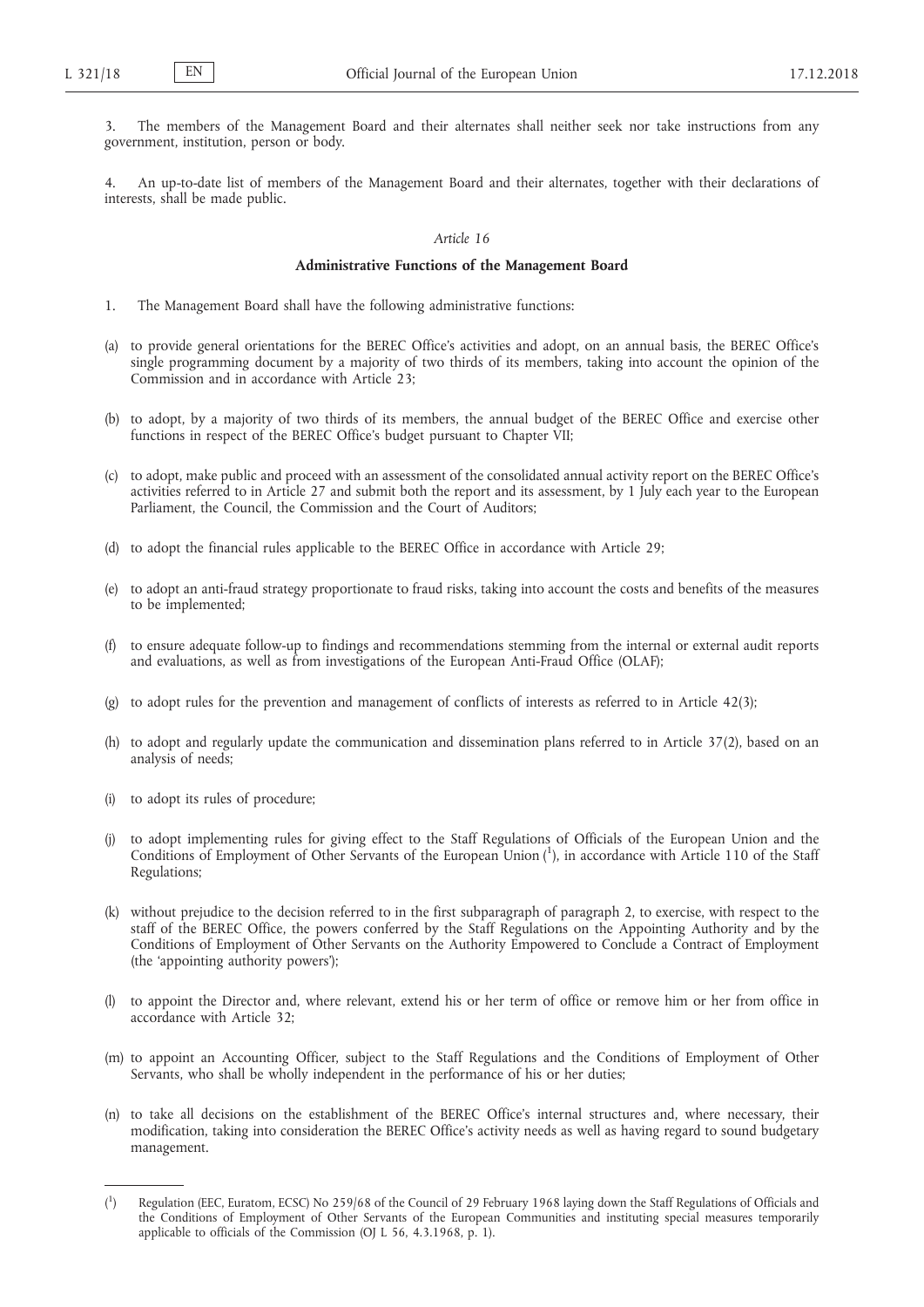3. The members of the Management Board and their alternates shall neither seek nor take instructions from any government, institution, person or body.

4. An up-to-date list of members of the Management Board and their alternates, together with their declarations of interests, shall be made public.

*Article 16*

**Administrative Functions of the Management Board**

1. The Management Board shall have the following administrative functions:

(a) to provide general orientations for the BEREC Office's activities and adopt, on an annual basis, the BEREC Office's single programming document by a majority of two thirds of its members, taking into account the opinion of the Commission and in accordance with Article 23;

(b) to adopt, by a majority of two thirds of its members, the annual budget of the BEREC Office and exercise other functions in respect of the BEREC Office's budget pursuant to Chapter VII;

(c) to adopt, make public and proceed with an assessment of the consolidated annual activity report on the BEREC Office's activities referred to in Article 27 and submit both the report and its assessment, by 1 July each year to the European Parliament, the Council, the Commission and the Court of Auditors;

(d) to adopt the financial rules applicable to the BEREC Office in accordance with Article 29;

(e) to adopt an anti-fraud strategy proportionate to fraud risks, taking into account the costs and benefits of the measures to be implemented;

(f) to ensure adequate follow-up to findings and recommendations stemming from the internal or external audit reports and evaluations, as well as from investigations of the European Anti-Fraud Office (OLAF);

(g) to adopt rules for the prevention and management of conflicts of interests as referred to in Article 42(3);

(h) to adopt and regularly update the communication and dissemination plans referred to in Article 37(2), based on an analysis of needs;

(i) to adopt its rules of procedure;

(j) to adopt implementing rules for giving effect to the Staff Regulations of Officials of the European Union and the Conditions of Employment of Other Servants of the European Union [1], in accordance with Article 110 of the Staff Regulations;

(k) without prejudice to the decision referred to in the first subparagraph of paragraph 2, to exercise, with respect to the staff of the BEREC Office, the powers conferred by the Staff Regulations on the Appointing Authority and by the Conditions of Employment of Other Servants on the Authority Empowered to Conclude a Contract of Employment (the 'appointing authority powers');

(l) to appoint the Director and, where relevant, extend his or her term of office or remove him or her from office in accordance with Article 32;

(m) to appoint an Accounting Officer, subject to the Staff Regulations and the Conditions of Employment of Other Servants, who shall be wholly independent in the performance of his or her duties;

(n) to take all decisions on the establishment of the BEREC Office's internal structures and, where necessary, their modification, taking into consideration the BEREC Office's activity needs as well as having regard to sound budgetary management.

---

[1] Regulation (EEC, Euratom, ECSC) No 259/68 of the Council of 29 February 1968 laying down the Staff Regulations of Officials and the Conditions of Employment of Other Servants of the European Communities and instituting special measures temporarily applicable to officials of the Commission (OJ L 56, 4.3.1968, p. 1).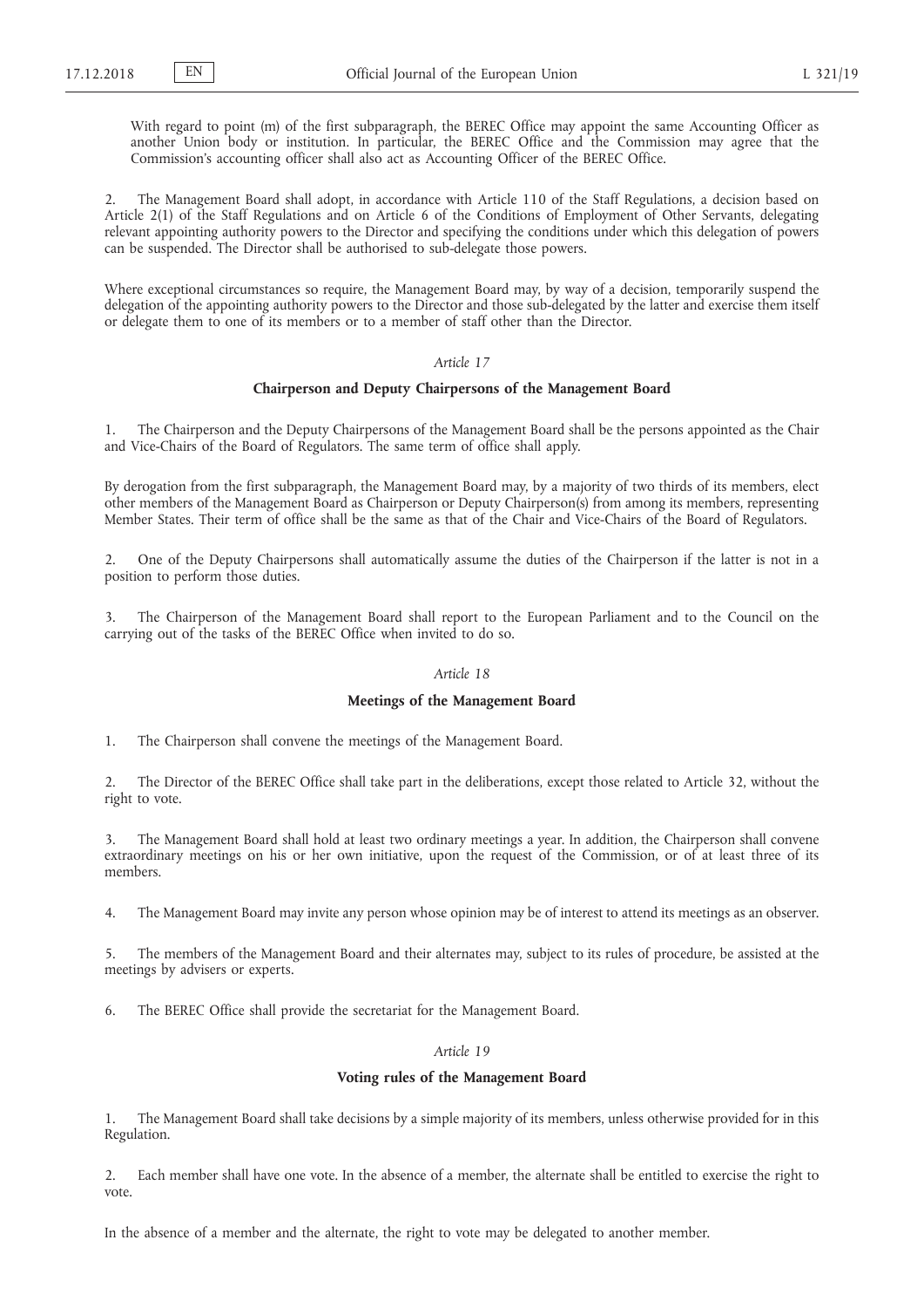With regard to point (m) of the first subparagraph, the BEREC Office may appoint the same Accounting Officer as another Union body or institution. In particular, the BEREC Office and the Commission may agree that the Commission's accounting officer shall also act as Accounting Officer of the BEREC Office.

2. The Management Board shall adopt, in accordance with Article 110 of the Staff Regulations, a decision based on Article 2(1) of the Staff Regulations and on Article 6 of the Conditions of Employment of Other Servants, delegating relevant appointing authority powers to the Director and specifying the conditions under which this delegation of powers can be suspended. The Director shall be authorised to sub-delegate those powers.

Where exceptional circumstances so require, the Management Board may, by way of a decision, temporarily suspend the delegation of the appointing authority powers to the Director and those sub-delegated by the latter and exercise them itself or delegate them to one of its members or to a member of staff other than the Director.

*Article 17*

**Chairperson and Deputy Chairpersons of the Management Board**

1. The Chairperson and the Deputy Chairpersons of the Management Board shall be the persons appointed as the Chair and Vice-Chairs of the Board of Regulators. The same term of office shall apply.

By derogation from the first subparagraph, the Management Board may, by a majority of two thirds of its members, elect other members of the Management Board as Chairperson or Deputy Chairperson(s) from among its members, representing Member States. Their term of office shall be the same as that of the Chair and Vice-Chairs of the Board of Regulators.

2. One of the Deputy Chairpersons shall automatically assume the duties of the Chairperson if the latter is not in a position to perform those duties.

3. The Chairperson of the Management Board shall report to the European Parliament and to the Council on the carrying out of the tasks of the BEREC Office when invited to do so.

*Article 18*

**Meetings of the Management Board**

1. The Chairperson shall convene the meetings of the Management Board.

2. The Director of the BEREC Office shall take part in the deliberations, except those related to Article 32, without the right to vote.

3. The Management Board shall hold at least two ordinary meetings a year. In addition, the Chairperson shall convene extraordinary meetings on his or her own initiative, upon the request of the Commission, or of at least three of its members.

4. The Management Board may invite any person whose opinion may be of interest to attend its meetings as an observer.

5. The members of the Management Board and their alternates may, subject to its rules of procedure, be assisted at the meetings by advisers or experts.

6. The BEREC Office shall provide the secretariat for the Management Board.

*Article 19*

**Voting rules of the Management Board**

1. The Management Board shall take decisions by a simple majority of its members, unless otherwise provided for in this Regulation.

2. Each member shall have one vote. In the absence of a member, the alternate shall be entitled to exercise the right to vote.

In the absence of a member and the alternate, the right to vote may be delegated to another member.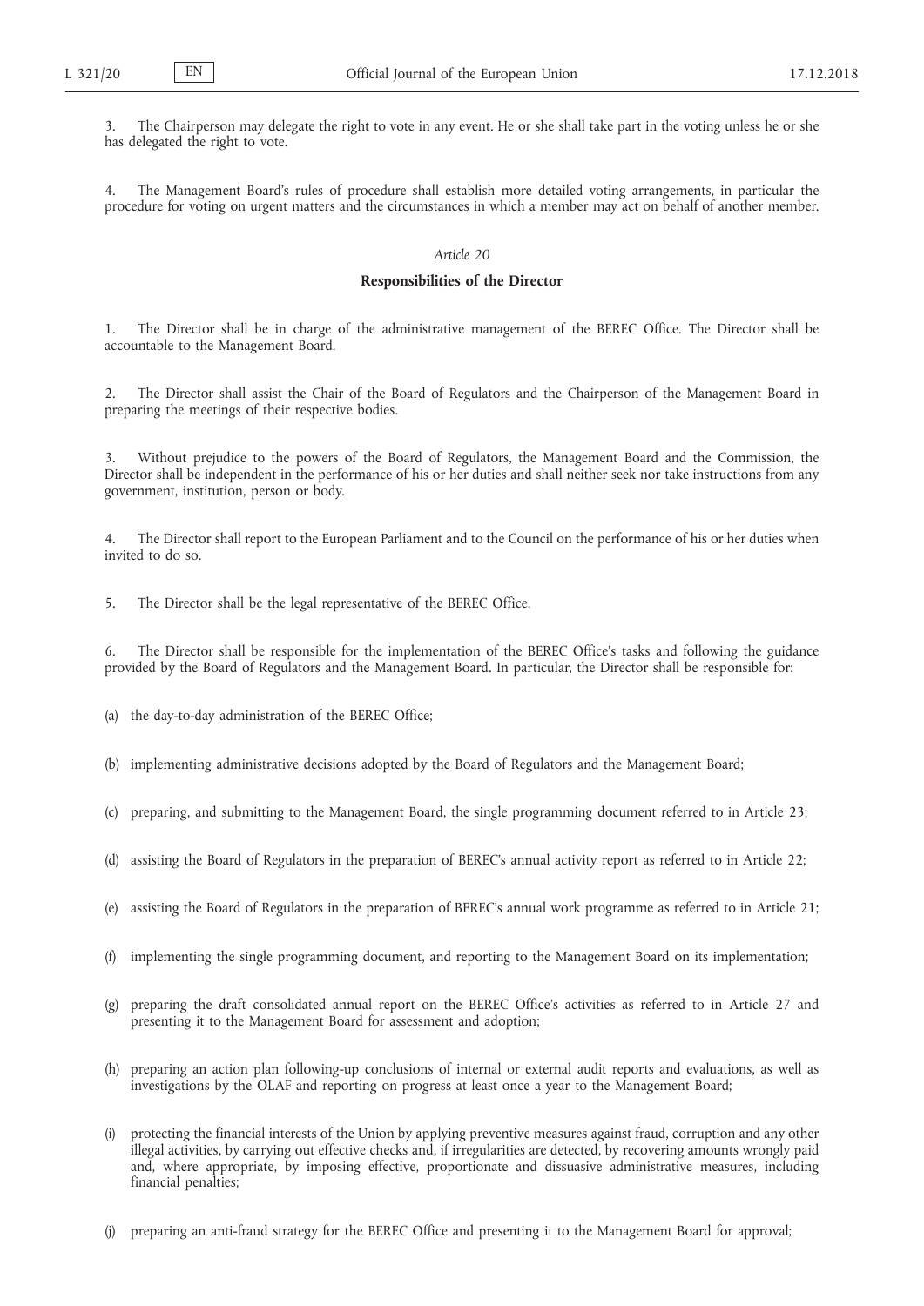3. The Chairperson may delegate the right to vote in any event. He or she shall take part in the voting unless he or she has delegated the right to vote.

4. The Management Board's rules of procedure shall establish more detailed voting arrangements, in particular the procedure for voting on urgent matters and the circumstances in which a member may act on behalf of another member.

*Article 20*

**Responsibilities of the Director**

1. The Director shall be in charge of the administrative management of the BEREC Office. The Director shall be accountable to the Management Board.

2. The Director shall assist the Chair of the Board of Regulators and the Chairperson of the Management Board in preparing the meetings of their respective bodies.

3. Without prejudice to the powers of the Board of Regulators, the Management Board and the Commission, the Director shall be independent in the performance of his or her duties and shall neither seek nor take instructions from any government, institution, person or body.

4. The Director shall report to the European Parliament and to the Council on the performance of his or her duties when invited to do so.

5. The Director shall be the legal representative of the BEREC Office.

6. The Director shall be responsible for the implementation of the BEREC Office's tasks and following the guidance provided by the Board of Regulators and the Management Board. In particular, the Director shall be responsible for:

(a) the day-to-day administration of the BEREC Office;

(b) implementing administrative decisions adopted by the Board of Regulators and the Management Board;

(c) preparing, and submitting to the Management Board, the single programming document referred to in Article 23;

(d) assisting the Board of Regulators in the preparation of BEREC's annual activity report as referred to in Article 22;

(e) assisting the Board of Regulators in the preparation of BEREC's annual work programme as referred to in Article 21;

(f) implementing the single programming document, and reporting to the Management Board on its implementation;

(g) preparing the draft consolidated annual report on the BEREC Office's activities as referred to in Article 27 and presenting it to the Management Board for assessment and adoption;

(h) preparing an action plan following-up conclusions of internal or external audit reports and evaluations, as well as investigations by the OLAF and reporting on progress at least once a year to the Management Board;

(i) protecting the financial interests of the Union by applying preventive measures against fraud, corruption and any other illegal activities, by carrying out effective checks and, if irregularities are detected, by recovering amounts wrongly paid and, where appropriate, by imposing effective, proportionate and dissuasive administrative measures, including financial penalties;

(j) preparing an anti-fraud strategy for the BEREC Office and presenting it to the Management Board for approval;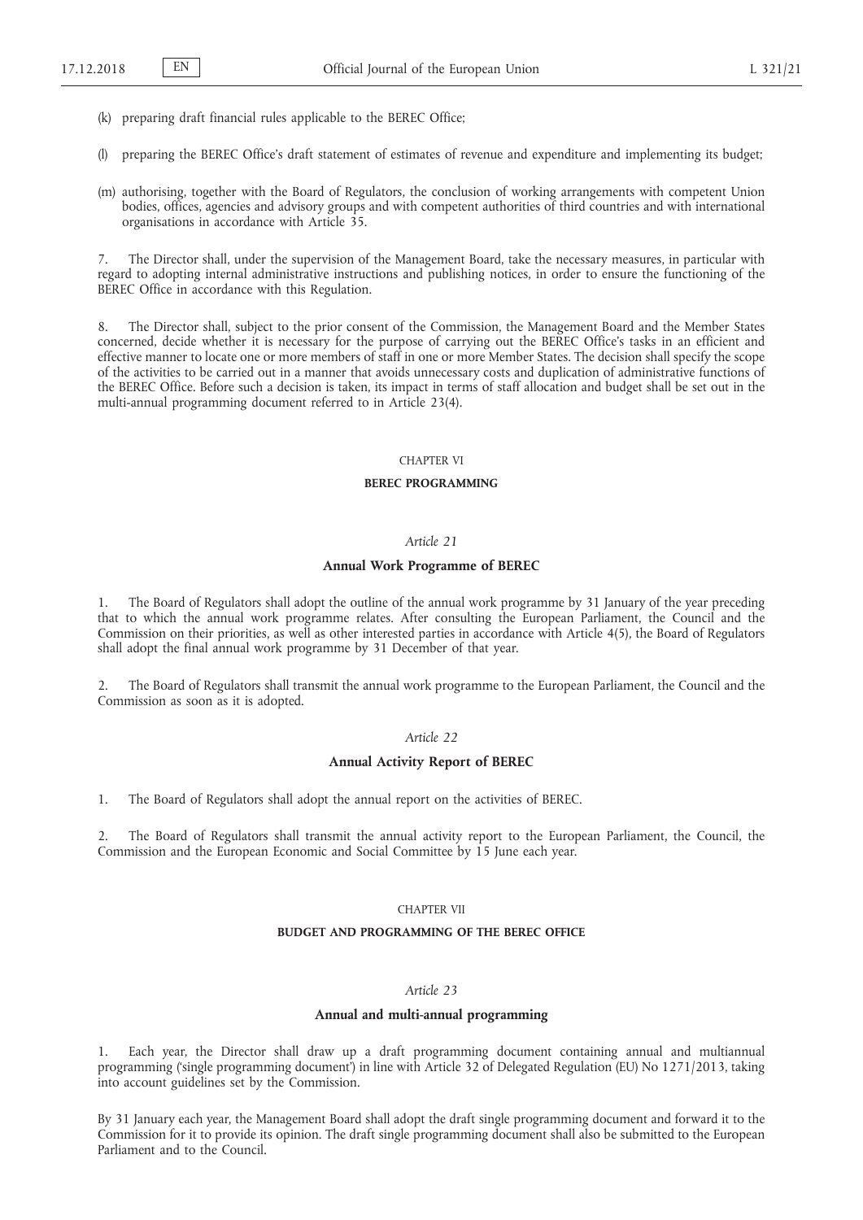(k) preparing draft financial rules applicable to the BEREC Office;

(l) preparing the BEREC Office's draft statement of estimates of revenue and expenditure and implementing its budget;

(m) authorising, together with the Board of Regulators, the conclusion of working arrangements with competent Union bodies, offices, agencies and advisory groups and with competent authorities of third countries and with international organisations in accordance with Article 35.

7. The Director shall, under the supervision of the Management Board, take the necessary measures, in particular with regard to adopting internal administrative instructions and publishing notices, in order to ensure the functioning of the BEREC Office in accordance with this Regulation.

8. The Director shall, subject to the prior consent of the Commission, the Management Board and the Member States concerned, decide whether it is necessary for the purpose of carrying out the BEREC Office's tasks in an efficient and effective manner to locate one or more members of staff in one or more Member States. The decision shall specify the scope of the activities to be carried out in a manner that avoids unnecessary costs and duplication of administrative functions of the BEREC Office. Before such a decision is taken, its impact in terms of staff allocation and budget shall be set out in the multi-annual programming document referred to in Article 23(4).

## CHAPTER VI

## BEREC PROGRAMMING

### *Article 21*

### Annual Work Programme of BEREC

1. The Board of Regulators shall adopt the outline of the annual work programme by 31 January of the year preceding that to which the annual work programme relates. After consulting the European Parliament, the Council and the Commission on their priorities, as well as other interested parties in accordance with Article 4(5), the Board of Regulators shall adopt the final annual work programme by 31 December of that year.

2. The Board of Regulators shall transmit the annual work programme to the European Parliament, the Council and the Commission as soon as it is adopted.

### *Article 22*

### Annual Activity Report of BEREC

1. The Board of Regulators shall adopt the annual report on the activities of BEREC.

2. The Board of Regulators shall transmit the annual activity report to the European Parliament, the Council, the Commission and the European Economic and Social Committee by 15 June each year.

## CHAPTER VII

## BUDGET AND PROGRAMMING OF THE BEREC OFFICE

### *Article 23*

### Annual and multi-annual programming

1. Each year, the Director shall draw up a draft programming document containing annual and multiannual programming ('single programming document') in line with Article 32 of Delegated Regulation (EU) No 1271/2013, taking into account guidelines set by the Commission.

By 31 January each year, the Management Board shall adopt the draft single programming document and forward it to the Commission for it to provide its opinion. The draft single programming document shall also be submitted to the European Parliament and to the Council.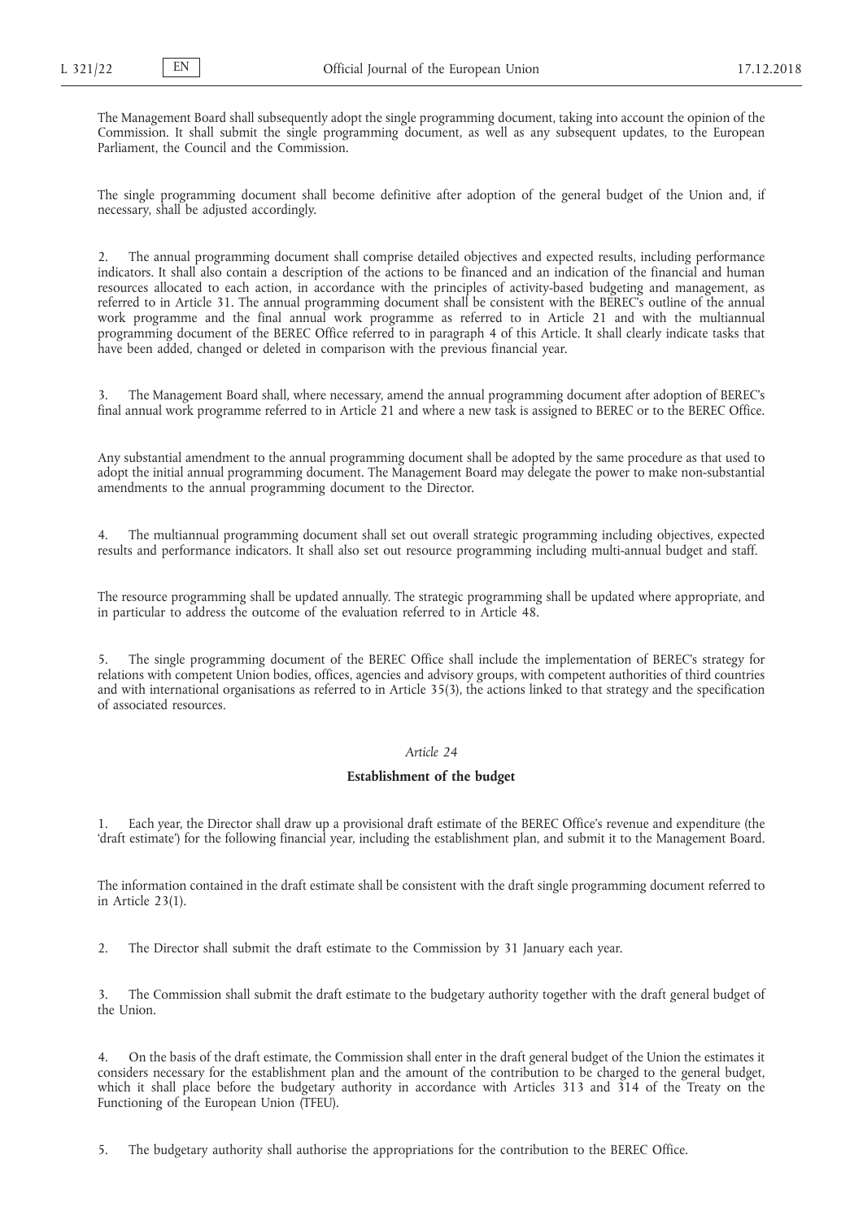The Management Board shall subsequently adopt the single programming document, taking into account the opinion of the Commission. It shall submit the single programming document, as well as any subsequent updates, to the European Parliament, the Council and the Commission.

The single programming document shall become definitive after adoption of the general budget of the Union and, if necessary, shall be adjusted accordingly.

2. The annual programming document shall comprise detailed objectives and expected results, including performance indicators. It shall also contain a description of the actions to be financed and an indication of the financial and human resources allocated to each action, in accordance with the principles of activity-based budgeting and management, as referred to in Article 31. The annual programming document shall be consistent with the BEREC's outline of the annual work programme and the final annual work programme as referred to in Article 21 and with the multiannual programming document of the BEREC Office referred to in paragraph 4 of this Article. It shall clearly indicate tasks that have been added, changed or deleted in comparison with the previous financial year.

3. The Management Board shall, where necessary, amend the annual programming document after adoption of BEREC's final annual work programme referred to in Article 21 and where a new task is assigned to BEREC or to the BEREC Office.

Any substantial amendment to the annual programming document shall be adopted by the same procedure as that used to adopt the initial annual programming document. The Management Board may delegate the power to make non-substantial amendments to the annual programming document to the Director.

4. The multiannual programming document shall set out overall strategic programming including objectives, expected results and performance indicators. It shall also set out resource programming including multi-annual budget and staff.

The resource programming shall be updated annually. The strategic programming shall be updated where appropriate, and in particular to address the outcome of the evaluation referred to in Article 48.

5. The single programming document of the BEREC Office shall include the implementation of BEREC's strategy for relations with competent Union bodies, offices, agencies and advisory groups, with competent authorities of third countries and with international organisations as referred to in Article 35(3), the actions linked to that strategy and the specification of associated resources.

*Article 24*

**Establishment of the budget**

1. Each year, the Director shall draw up a provisional draft estimate of the BEREC Office's revenue and expenditure (the 'draft estimate') for the following financial year, including the establishment plan, and submit it to the Management Board.

The information contained in the draft estimate shall be consistent with the draft single programming document referred to in Article 23(1).

2. The Director shall submit the draft estimate to the Commission by 31 January each year.

3. The Commission shall submit the draft estimate to the budgetary authority together with the draft general budget of the Union.

4. On the basis of the draft estimate, the Commission shall enter in the draft general budget of the Union the estimates it considers necessary for the establishment plan and the amount of the contribution to be charged to the general budget, which it shall place before the budgetary authority in accordance with Articles 313 and 314 of the Treaty on the Functioning of the European Union (TFEU).

5. The budgetary authority shall authorise the appropriations for the contribution to the BEREC Office.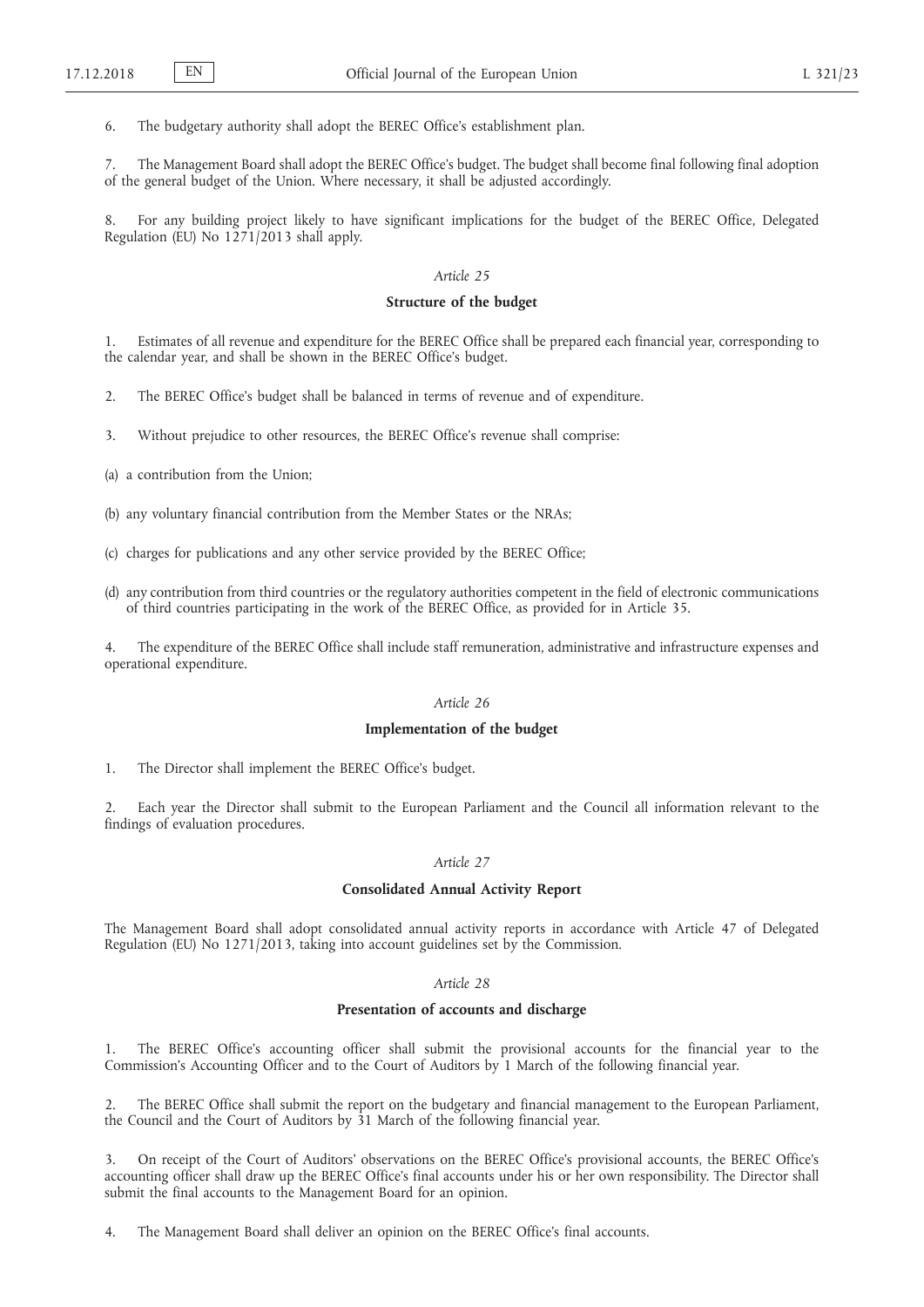6. The budgetary authority shall adopt the BEREC Office's establishment plan.

7. The Management Board shall adopt the BEREC Office's budget. The budget shall become final following final adoption of the general budget of the Union. Where necessary, it shall be adjusted accordingly.

8. For any building project likely to have significant implications for the budget of the BEREC Office, Delegated Regulation (EU) No 1271/2013 shall apply.

*Article 25*

**Structure of the budget**

1. Estimates of all revenue and expenditure for the BEREC Office shall be prepared each financial year, corresponding to the calendar year, and shall be shown in the BEREC Office's budget.

2. The BEREC Office's budget shall be balanced in terms of revenue and of expenditure.

3. Without prejudice to other resources, the BEREC Office's revenue shall comprise:

(a) a contribution from the Union;

(b) any voluntary financial contribution from the Member States or the NRAs;

(c) charges for publications and any other service provided by the BEREC Office;

(d) any contribution from third countries or the regulatory authorities competent in the field of electronic communications of third countries participating in the work of the BEREC Office, as provided for in Article 35.

4. The expenditure of the BEREC Office shall include staff remuneration, administrative and infrastructure expenses and operational expenditure.

*Article 26*

**Implementation of the budget**

1. The Director shall implement the BEREC Office's budget.

2. Each year the Director shall submit to the European Parliament and the Council all information relevant to the findings of evaluation procedures.

*Article 27*

**Consolidated Annual Activity Report**

The Management Board shall adopt consolidated annual activity reports in accordance with Article 47 of Delegated Regulation (EU) No 1271/2013, taking into account guidelines set by the Commission.

*Article 28*

**Presentation of accounts and discharge**

1. The BEREC Office's accounting officer shall submit the provisional accounts for the financial year to the Commission's Accounting Officer and to the Court of Auditors by 1 March of the following financial year.

2. The BEREC Office shall submit the report on the budgetary and financial management to the European Parliament, the Council and the Court of Auditors by 31 March of the following financial year.

3. On receipt of the Court of Auditors' observations on the BEREC Office's provisional accounts, the BEREC Office's accounting officer shall draw up the BEREC Office's final accounts under his or her own responsibility. The Director shall submit the final accounts to the Management Board for an opinion.

4. The Management Board shall deliver an opinion on the BEREC Office's final accounts.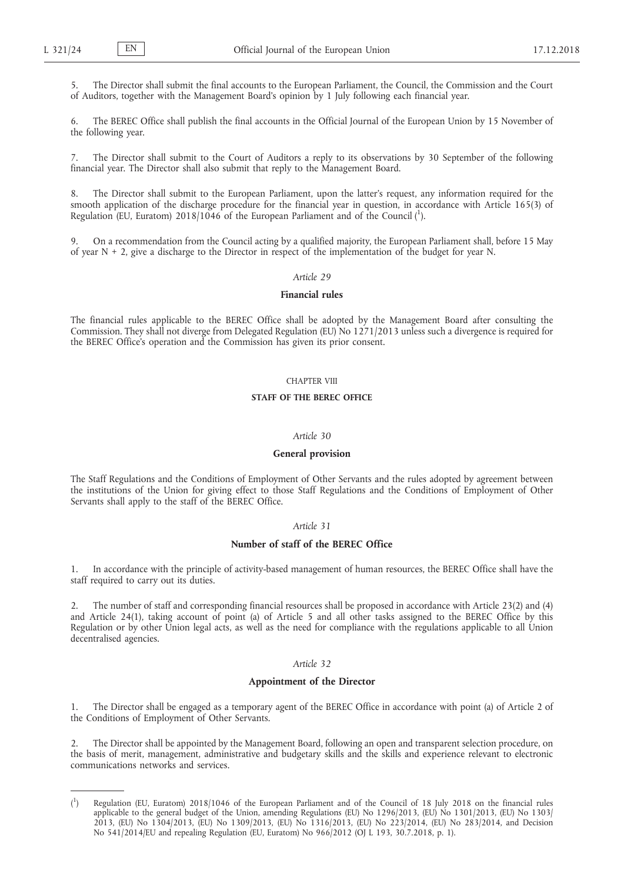5. The Director shall submit the final accounts to the European Parliament, the Council, the Commission and the Court of Auditors, together with the Management Board's opinion by 1 July following each financial year.

6. The BEREC Office shall publish the final accounts in the Official Journal of the European Union by 15 November of the following year.

7. The Director shall submit to the Court of Auditors a reply to its observations by 30 September of the following financial year. The Director shall also submit that reply to the Management Board.

8. The Director shall submit to the European Parliament, upon the latter's request, any information required for the smooth application of the discharge procedure for the financial year in question, in accordance with Article 165(3) of Regulation (EU, Euratom) 2018/1046 of the European Parliament and of the Council [1].

9. On a recommendation from the Council acting by a qualified majority, the European Parliament shall, before 15 May of year N + 2, give a discharge to the Director in respect of the implementation of the budget for year N.

*Article 29*

**Financial rules**

The financial rules applicable to the BEREC Office shall be adopted by the Management Board after consulting the Commission. They shall not diverge from Delegated Regulation (EU) No 1271/2013 unless such a divergence is required for the BEREC Office's operation and the Commission has given its prior consent.

CHAPTER VIII

**STAFF OF THE BEREC OFFICE**

*Article 30*

**General provision**

The Staff Regulations and the Conditions of Employment of Other Servants and the rules adopted by agreement between the institutions of the Union for giving effect to those Staff Regulations and the Conditions of Employment of Other Servants shall apply to the staff of the BEREC Office.

*Article 31*

**Number of staff of the BEREC Office**

1. In accordance with the principle of activity-based management of human resources, the BEREC Office shall have the staff required to carry out its duties.

2. The number of staff and corresponding financial resources shall be proposed in accordance with Article 23(2) and (4) and Article 24(1), taking account of point (a) of Article 5 and all other tasks assigned to the BEREC Office by this Regulation or by other Union legal acts, as well as the need for compliance with the regulations applicable to all Union decentralised agencies.

*Article 32*

**Appointment of the Director**

1. The Director shall be engaged as a temporary agent of the BEREC Office in accordance with point (a) of Article 2 of the Conditions of Employment of Other Servants.

2. The Director shall be appointed by the Management Board, following an open and transparent selection procedure, on the basis of merit, management, administrative and budgetary skills and the skills and experience relevant to electronic communications networks and services.

---

(1) Regulation (EU, Euratom) 2018/1046 of the European Parliament and of the Council of 18 July 2018 on the financial rules applicable to the general budget of the Union, amending Regulations (EU) No 1296/2013, (EU) No 1301/2013, (EU) No 1303/2013, (EU) No 1304/2013, (EU) No 1309/2013, (EU) No 1316/2013, (EU) No 223/2014, (EU) No 283/2014, and Decision No 541/2014/EU and repealing Regulation (EU, Euratom) No 966/2012 (OJ L 193, 30.7.2018, p. 1).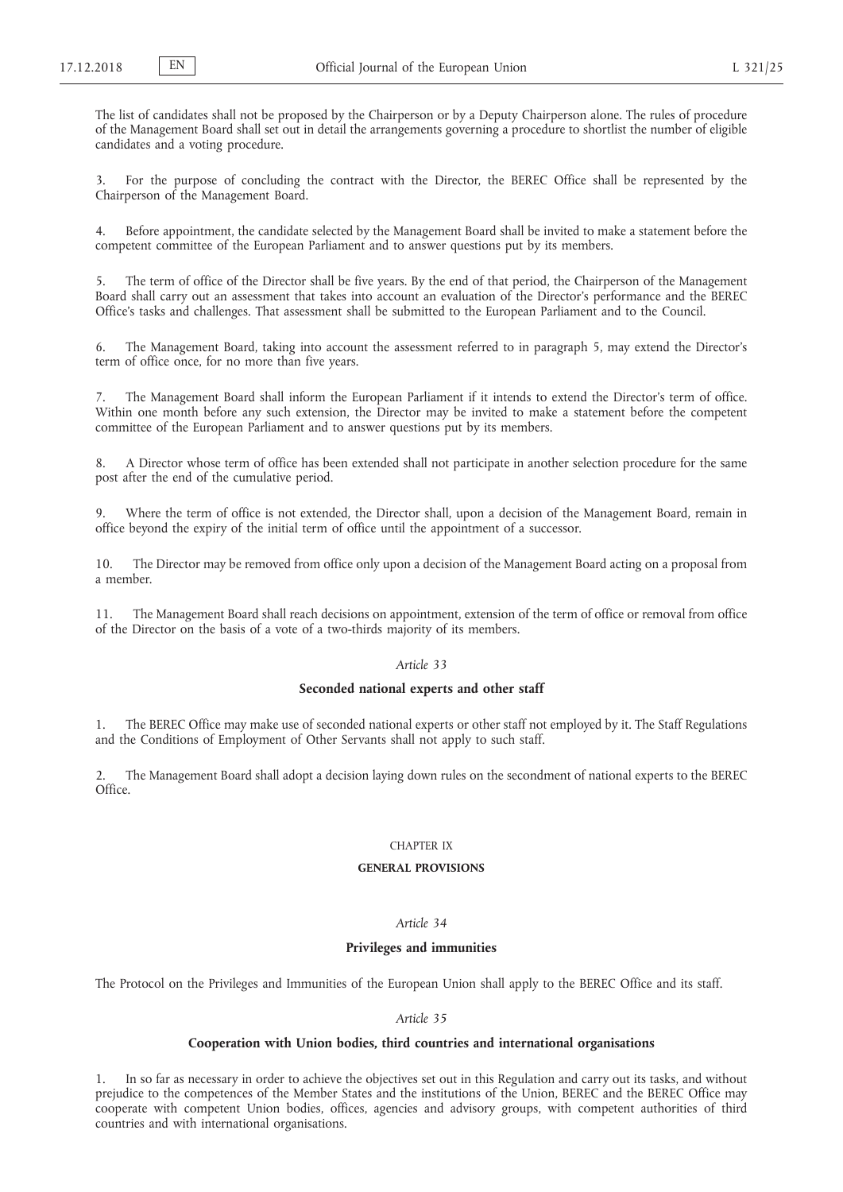The list of candidates shall not be proposed by the Chairperson or by a Deputy Chairperson alone. The rules of procedure of the Management Board shall set out in detail the arrangements governing a procedure to shortlist the number of eligible candidates and a voting procedure.

3. For the purpose of concluding the contract with the Director, the BEREC Office shall be represented by the Chairperson of the Management Board.

4. Before appointment, the candidate selected by the Management Board shall be invited to make a statement before the competent committee of the European Parliament and to answer questions put by its members.

5. The term of office of the Director shall be five years. By the end of that period, the Chairperson of the Management Board shall carry out an assessment that takes into account an evaluation of the Director's performance and the BEREC Office's tasks and challenges. That assessment shall be submitted to the European Parliament and to the Council.

6. The Management Board, taking into account the assessment referred to in paragraph 5, may extend the Director's term of office once, for no more than five years.

7. The Management Board shall inform the European Parliament if it intends to extend the Director's term of office. Within one month before any such extension, the Director may be invited to make a statement before the competent committee of the European Parliament and to answer questions put by its members.

8. A Director whose term of office has been extended shall not participate in another selection procedure for the same post after the end of the cumulative period.

9. Where the term of office is not extended, the Director shall, upon a decision of the Management Board, remain in office beyond the expiry of the initial term of office until the appointment of a successor.

10. The Director may be removed from office only upon a decision of the Management Board acting on a proposal from a member.

11. The Management Board shall reach decisions on appointment, extension of the term of office or removal from office of the Director on the basis of a vote of a two-thirds majority of its members.

*Article 33*

**Seconded national experts and other staff**

1. The BEREC Office may make use of seconded national experts or other staff not employed by it. The Staff Regulations and the Conditions of Employment of Other Servants shall not apply to such staff.

2. The Management Board shall adopt a decision laying down rules on the secondment of national experts to the BEREC Office.

CHAPTER IX

**GENERAL PROVISIONS**

*Article 34*

**Privileges and immunities**

The Protocol on the Privileges and Immunities of the European Union shall apply to the BEREC Office and its staff.

*Article 35*

**Cooperation with Union bodies, third countries and international organisations**

1. In so far as necessary in order to achieve the objectives set out in this Regulation and carry out its tasks, and without prejudice to the competences of the Member States and the institutions of the Union, BEREC and the BEREC Office may cooperate with competent Union bodies, offices, agencies and advisory groups, with competent authorities of third countries and with international organisations.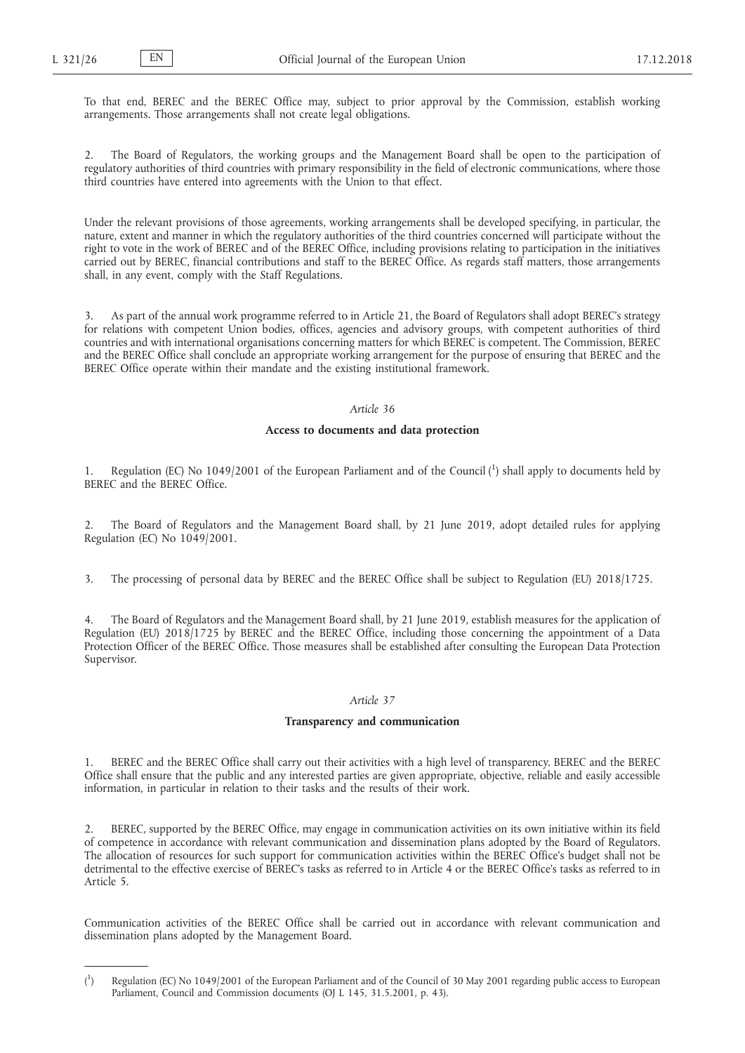To that end, BEREC and the BEREC Office may, subject to prior approval by the Commission, establish working arrangements. Those arrangements shall not create legal obligations.

2. The Board of Regulators, the working groups and the Management Board shall be open to the participation of regulatory authorities of third countries with primary responsibility in the field of electronic communications, where those third countries have entered into agreements with the Union to that effect.

Under the relevant provisions of those agreements, working arrangements shall be developed specifying, in particular, the nature, extent and manner in which the regulatory authorities of the third countries concerned will participate without the right to vote in the work of BEREC and of the BEREC Office, including provisions relating to participation in the initiatives carried out by BEREC, financial contributions and staff to the BEREC Office. As regards staff matters, those arrangements shall, in any event, comply with the Staff Regulations.

3. As part of the annual work programme referred to in Article 21, the Board of Regulators shall adopt BEREC's strategy for relations with competent Union bodies, offices, agencies and advisory groups, with competent authorities of third countries and with international organisations concerning matters for which BEREC is competent. The Commission, BEREC and the BEREC Office shall conclude an appropriate working arrangement for the purpose of ensuring that BEREC and the BEREC Office operate within their mandate and the existing institutional framework.

*Article 36*

**Access to documents and data protection**

1. Regulation (EC) No 1049/2001 of the European Parliament and of the Council [1] shall apply to documents held by BEREC and the BEREC Office.

2. The Board of Regulators and the Management Board shall, by 21 June 2019, adopt detailed rules for applying Regulation (EC) No 1049/2001.

3. The processing of personal data by BEREC and the BEREC Office shall be subject to Regulation (EU) 2018/1725.

4. The Board of Regulators and the Management Board shall, by 21 June 2019, establish measures for the application of Regulation (EU) 2018/1725 by BEREC and the BEREC Office, including those concerning the appointment of a Data Protection Officer of the BEREC Office. Those measures shall be established after consulting the European Data Protection Supervisor.

*Article 37*

**Transparency and communication**

1. BEREC and the BEREC Office shall carry out their activities with a high level of transparency. BEREC and the BEREC Office shall ensure that the public and any interested parties are given appropriate, objective, reliable and easily accessible information, in particular in relation to their tasks and the results of their work.

2. BEREC, supported by the BEREC Office, may engage in communication activities on its own initiative within its field of competence in accordance with relevant communication and dissemination plans adopted by the Board of Regulators. The allocation of resources for such support for communication activities within the BEREC Office's budget shall not be detrimental to the effective exercise of BEREC's tasks as referred to in Article 4 or the BEREC Office's tasks as referred to in Article 5.

Communication activities of the BEREC Office shall be carried out in accordance with relevant communication and dissemination plans adopted by the Management Board.

---

[1] Regulation (EC) No 1049/2001 of the European Parliament and of the Council of 30 May 2001 regarding public access to European Parliament, Council and Commission documents (OJ L 145, 31.5.2001, p. 43).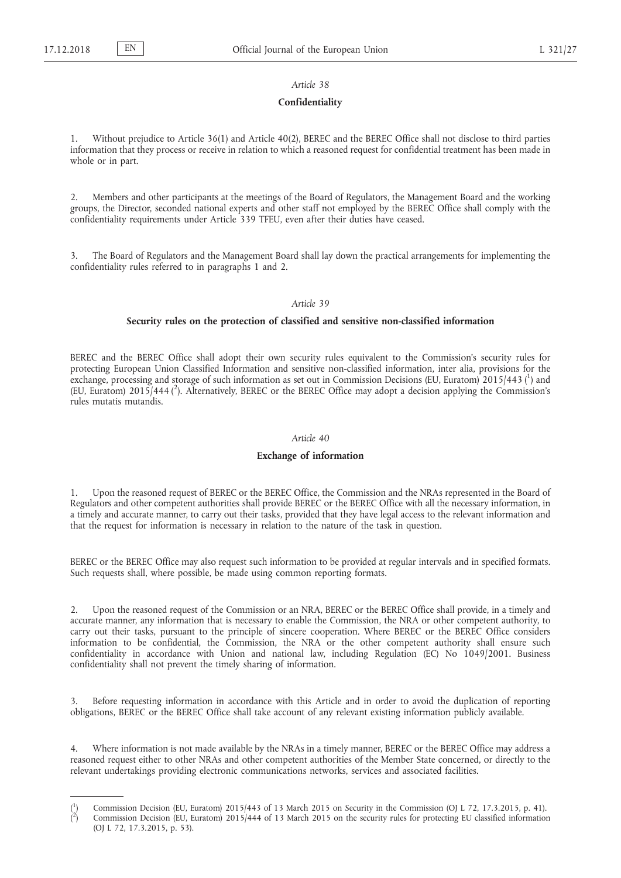*Article 38*

**Confidentiality**

1. Without prejudice to Article 36(1) and Article 40(2), BEREC and the BEREC Office shall not disclose to third parties information that they process or receive in relation to which a reasoned request for confidential treatment has been made in whole or in part.

2. Members and other participants at the meetings of the Board of Regulators, the Management Board and the working groups, the Director, seconded national experts and other staff not employed by the BEREC Office shall comply with the confidentiality requirements under Article 339 TFEU, even after their duties have ceased.

3. The Board of Regulators and the Management Board shall lay down the practical arrangements for implementing the confidentiality rules referred to in paragraphs 1 and 2.

*Article 39*

**Security rules on the protection of classified and sensitive non-classified information**

BEREC and the BEREC Office shall adopt their own security rules equivalent to the Commission's security rules for protecting European Union Classified Information and sensitive non-classified information, inter alia, provisions for the exchange, processing and storage of such information as set out in Commission Decisions (EU, Euratom) 2015/443 ([1]) and (EU, Euratom) 2015/444 ([2]). Alternatively, BEREC or the BEREC Office may adopt a decision applying the Commission's rules mutatis mutandis.

*Article 40*

**Exchange of information**

1. Upon the reasoned request of BEREC or the BEREC Office, the Commission and the NRAs represented in the Board of Regulators and other competent authorities shall provide BEREC or the BEREC Office with all the necessary information, in a timely and accurate manner, to carry out their tasks, provided that they have legal access to the relevant information and that the request for information is necessary in relation to the nature of the task in question.

BEREC or the BEREC Office may also request such information to be provided at regular intervals and in specified formats. Such requests shall, where possible, be made using common reporting formats.

2. Upon the reasoned request of the Commission or an NRA, BEREC or the BEREC Office shall provide, in a timely and accurate manner, any information that is necessary to enable the Commission, the NRA or other competent authority, to carry out their tasks, pursuant to the principle of sincere cooperation. Where BEREC or the BEREC Office considers information to be confidential, the Commission, the NRA or the other competent authority shall ensure such confidentiality in accordance with Union and national law, including Regulation (EC) No 1049/2001. Business confidentiality shall not prevent the timely sharing of information.

3. Before requesting information in accordance with this Article and in order to avoid the duplication of reporting obligations, BEREC or the BEREC Office shall take account of any relevant existing information publicly available.

4. Where information is not made available by the NRAs in a timely manner, BEREC or the BEREC Office may address a reasoned request either to other NRAs and other competent authorities of the Member State concerned, or directly to the relevant undertakings providing electronic communications networks, services and associated facilities.

---

([1]) Commission Decision (EU, Euratom) 2015/443 of 13 March 2015 on Security in the Commission (OJ L 72, 17.3.2015, p. 41).

([2]) Commission Decision (EU, Euratom) 2015/444 of 13 March 2015 on the security rules for protecting EU classified information (OJ L 72, 17.3.2015, p. 53).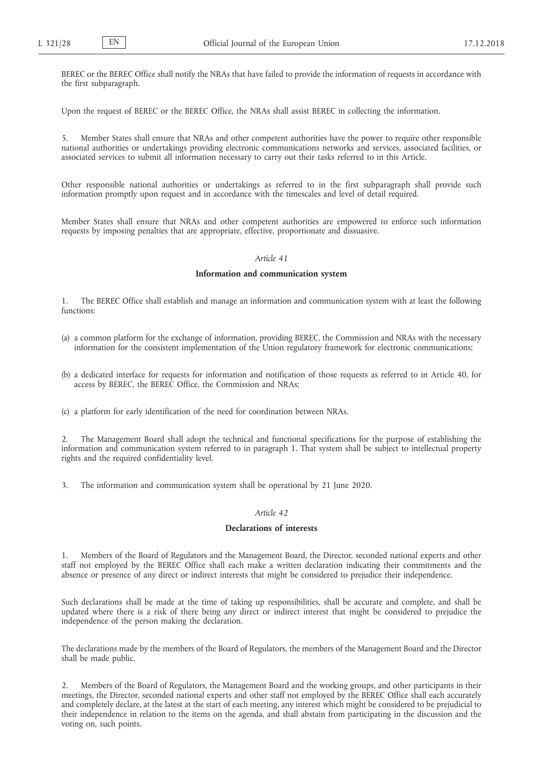BEREC or the BEREC Office shall notify the NRAs that have failed to provide the information of requests in accordance with the first subparagraph.

Upon the request of BEREC or the BEREC Office, the NRAs shall assist BEREC in collecting the information.

5. Member States shall ensure that NRAs and other competent authorities have the power to require other responsible national authorities or undertakings providing electronic communications networks and services, associated facilities, or associated services to submit all information necessary to carry out their tasks referred to in this Article.

Other responsible national authorities or undertakings as referred to in the first subparagraph shall provide such information promptly upon request and in accordance with the timescales and level of detail required.

Member States shall ensure that NRAs and other competent authorities are empowered to enforce such information requests by imposing penalties that are appropriate, effective, proportionate and dissuasive.

*Article 41*

**Information and communication system**

1. The BEREC Office shall establish and manage an information and communication system with at least the following functions:

(a) a common platform for the exchange of information, providing BEREC, the Commission and NRAs with the necessary information for the consistent implementation of the Union regulatory framework for electronic communications;

(b) a dedicated interface for requests for information and notification of those requests as referred to in Article 40, for access by BEREC, the BEREC Office, the Commission and NRAs;

(c) a platform for early identification of the need for coordination between NRAs.

2. The Management Board shall adopt the technical and functional specifications for the purpose of establishing the information and communication system referred to in paragraph 1. That system shall be subject to intellectual property rights and the required confidentiality level.

3. The information and communication system shall be operational by 21 June 2020.

*Article 42*

**Declarations of interests**

1. Members of the Board of Regulators and the Management Board, the Director, seconded national experts and other staff not employed by the BEREC Office shall each make a written declaration indicating their commitments and the absence or presence of any direct or indirect interests that might be considered to prejudice their independence.

Such declarations shall be made at the time of taking up responsibilities, shall be accurate and complete, and shall be updated where there is a risk of there being any direct or indirect interest that might be considered to prejudice the independence of the person making the declaration.

The declarations made by the members of the Board of Regulators, the members of the Management Board and the Director shall be made public.

2. Members of the Board of Regulators, the Management Board and the working groups, and other participants in their meetings, the Director, seconded national experts and other staff not employed by the BEREC Office shall each accurately and completely declare, at the latest at the start of each meeting, any interest which might be considered to be prejudicial to their independence in relation to the items on the agenda, and shall abstain from participating in the discussion and the voting on, such points.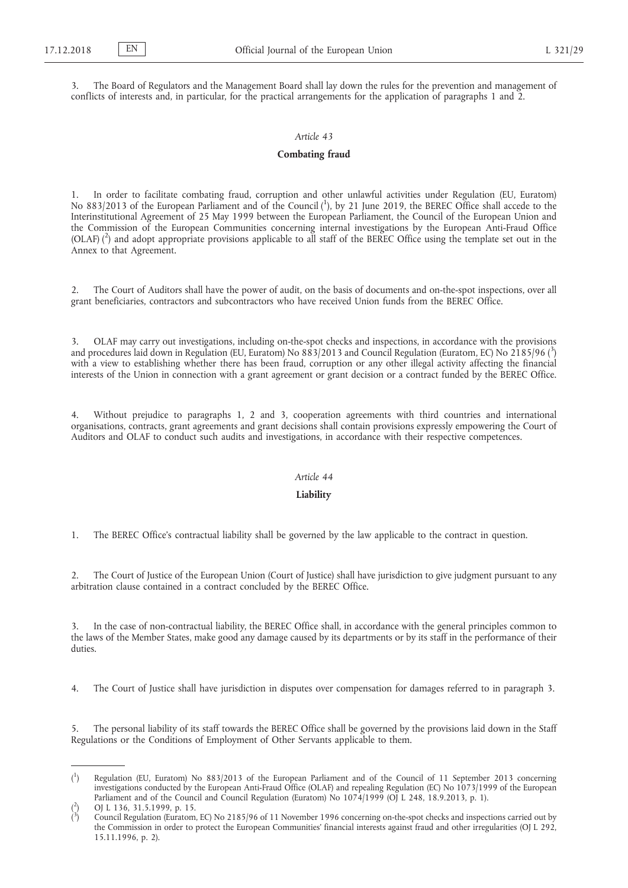3. The Board of Regulators and the Management Board shall lay down the rules for the prevention and management of conflicts of interests and, in particular, for the practical arrangements for the application of paragraphs 1 and 2.

*Article 43*

**Combating fraud**

1. In order to facilitate combating fraud, corruption and other unlawful activities under Regulation (EU, Euratom) No 883/2013 of the European Parliament and of the Council ([1]), by 21 June 2019, the BEREC Office shall accede to the Interinstitutional Agreement of 25 May 1999 between the European Parliament, the Council of the European Union and the Commission of the European Communities concerning internal investigations by the European Anti-Fraud Office (OLAF) ([2]) and adopt appropriate provisions applicable to all staff of the BEREC Office using the template set out in the Annex to that Agreement.

2. The Court of Auditors shall have the power of audit, on the basis of documents and on-the-spot inspections, over all grant beneficiaries, contractors and subcontractors who have received Union funds from the BEREC Office.

3. OLAF may carry out investigations, including on-the-spot checks and inspections, in accordance with the provisions and procedures laid down in Regulation (EU, Euratom) No 883/2013 and Council Regulation (Euratom, EC) No 2185/96 ([3]) with a view to establishing whether there has been fraud, corruption or any other illegal activity affecting the financial interests of the Union in connection with a grant agreement or grant decision or a contract funded by the BEREC Office.

4. Without prejudice to paragraphs 1, 2 and 3, cooperation agreements with third countries and international organisations, contracts, grant agreements and grant decisions shall contain provisions expressly empowering the Court of Auditors and OLAF to conduct such audits and investigations, in accordance with their respective competences.

*Article 44*

**Liability**

1. The BEREC Office's contractual liability shall be governed by the law applicable to the contract in question.

2. The Court of Justice of the European Union (Court of Justice) shall have jurisdiction to give judgment pursuant to any arbitration clause contained in a contract concluded by the BEREC Office.

3. In the case of non-contractual liability, the BEREC Office shall, in accordance with the general principles common to the laws of the Member States, make good any damage caused by its departments or by its staff in the performance of their duties.

4. The Court of Justice shall have jurisdiction in disputes over compensation for damages referred to in paragraph 3.

5. The personal liability of its staff towards the BEREC Office shall be governed by the provisions laid down in the Staff Regulations or the Conditions of Employment of Other Servants applicable to them.

---

([1]) Regulation (EU, Euratom) No 883/2013 of the European Parliament and of the Council of 11 September 2013 concerning investigations conducted by the European Anti-Fraud Office (OLAF) and repealing Regulation (EC) No 1073/1999 of the European Parliament and of the Council and Council Regulation (Euratom) No 1074/1999 (OJ L 248, 18.9.2013, p. 1).

([2]) OJ L 136, 31.5.1999, p. 15.

([3]) Council Regulation (Euratom, EC) No 2185/96 of 11 November 1996 concerning on-the-spot checks and inspections carried out by the Commission in order to protect the European Communities' financial interests against fraud and other irregularities (OJ L 292, 15.11.1996, p. 2).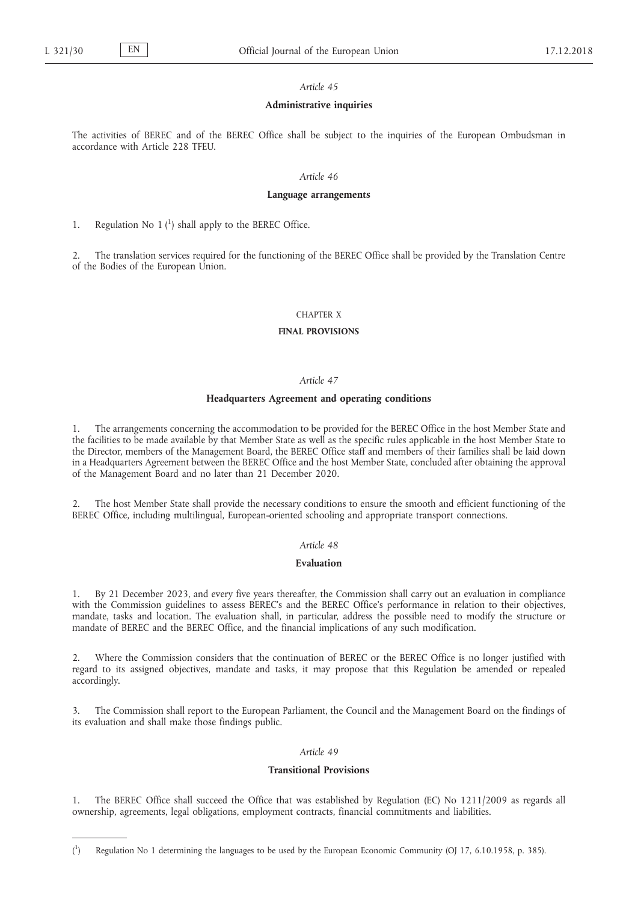*Article 45*

**Administrative inquiries**

The activities of BEREC and of the BEREC Office shall be subject to the inquiries of the European Ombudsman in accordance with Article 228 TFEU.

*Article 46*

**Language arrangements**

1. Regulation No 1 [1] shall apply to the BEREC Office.

2. The translation services required for the functioning of the BEREC Office shall be provided by the Translation Centre of the Bodies of the European Union.

CHAPTER X

**FINAL PROVISIONS**

*Article 47*

**Headquarters Agreement and operating conditions**

1. The arrangements concerning the accommodation to be provided for the BEREC Office in the host Member State and the facilities to be made available by that Member State as well as the specific rules applicable in the host Member State to the Director, members of the Management Board, the BEREC Office staff and members of their families shall be laid down in a Headquarters Agreement between the BEREC Office and the host Member State, concluded after obtaining the approval of the Management Board and no later than 21 December 2020.

2. The host Member State shall provide the necessary conditions to ensure the smooth and efficient functioning of the BEREC Office, including multilingual, European-oriented schooling and appropriate transport connections.

*Article 48*

**Evaluation**

1. By 21 December 2023, and every five years thereafter, the Commission shall carry out an evaluation in compliance with the Commission guidelines to assess BEREC's and the BEREC Office's performance in relation to their objectives, mandate, tasks and location. The evaluation shall, in particular, address the possible need to modify the structure or mandate of BEREC and the BEREC Office, and the financial implications of any such modification.

2. Where the Commission considers that the continuation of BEREC or the BEREC Office is no longer justified with regard to its assigned objectives, mandate and tasks, it may propose that this Regulation be amended or repealed accordingly.

3. The Commission shall report to the European Parliament, the Council and the Management Board on the findings of its evaluation and shall make those findings public.

*Article 49*

**Transitional Provisions**

1. The BEREC Office shall succeed the Office that was established by Regulation (EC) No 1211/2009 as regards all ownership, agreements, legal obligations, employment contracts, financial commitments and liabilities.

---

[1] Regulation No 1 determining the languages to be used by the European Economic Community (OJ 17, 6.10.1958, p. 385).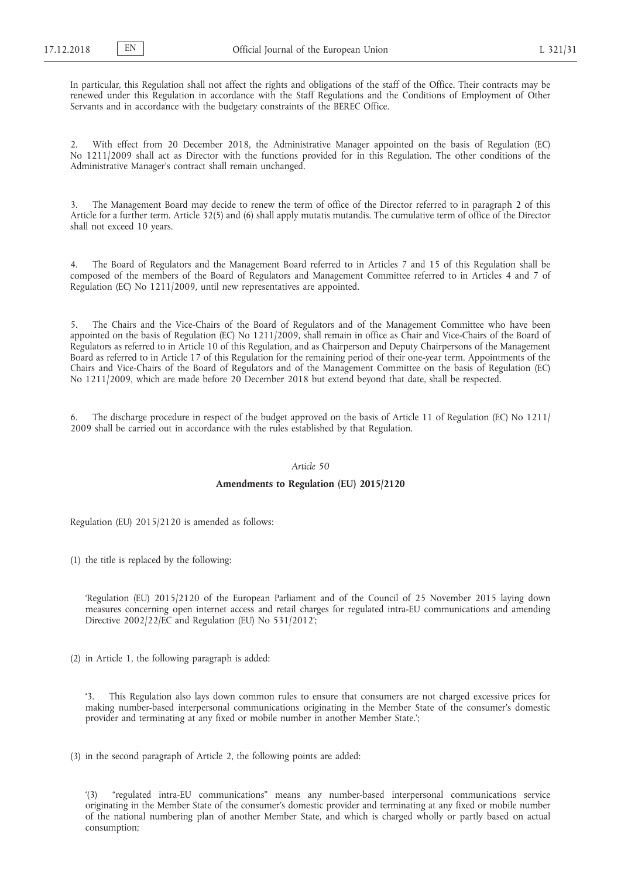In particular, this Regulation shall not affect the rights and obligations of the staff of the Office. Their contracts may be renewed under this Regulation in accordance with the Staff Regulations and the Conditions of Employment of Other Servants and in accordance with the budgetary constraints of the BEREC Office.

2. With effect from 20 December 2018, the Administrative Manager appointed on the basis of Regulation (EC) No 1211/2009 shall act as Director with the functions provided for in this Regulation. The other conditions of the Administrative Manager's contract shall remain unchanged.

3. The Management Board may decide to renew the term of office of the Director referred to in paragraph 2 of this Article for a further term. Article 32(5) and (6) shall apply mutatis mutandis. The cumulative term of office of the Director shall not exceed 10 years.

4. The Board of Regulators and the Management Board referred to in Articles 7 and 15 of this Regulation shall be composed of the members of the Board of Regulators and Management Committee referred to in Articles 4 and 7 of Regulation (EC) No 1211/2009, until new representatives are appointed.

5. The Chairs and the Vice-Chairs of the Board of Regulators and of the Management Committee who have been appointed on the basis of Regulation (EC) No 1211/2009, shall remain in office as Chair and Vice-Chairs of the Board of Regulators as referred to in Article 10 of this Regulation, and as Chairperson and Deputy Chairpersons of the Management Board as referred to in Article 17 of this Regulation for the remaining period of their one-year term. Appointments of the Chairs and Vice-Chairs of the Board of Regulators and of the Management Committee on the basis of Regulation (EC) No 1211/2009, which are made before 20 December 2018 but extend beyond that date, shall be respected.

6. The discharge procedure in respect of the budget approved on the basis of Article 11 of Regulation (EC) No 1211/2009 shall be carried out in accordance with the rules established by that Regulation.

*Article 50*

**Amendments to Regulation (EU) 2015/2120**

Regulation (EU) 2015/2120 is amended as follows:

(1) the title is replaced by the following:

'Regulation (EU) 2015/2120 of the European Parliament and of the Council of 25 November 2015 laying down measures concerning open internet access and retail charges for regulated intra-EU communications and amending Directive 2002/22/EC and Regulation (EU) No 531/2012';

(2) in Article 1, the following paragraph is added:

'3. This Regulation also lays down common rules to ensure that consumers are not charged excessive prices for making number-based interpersonal communications originating in the Member State of the consumer's domestic provider and terminating at any fixed or mobile number in another Member State.';

(3) in the second paragraph of Article 2, the following points are added:

'(3) "regulated intra-EU communications" means any number-based interpersonal communications service originating in the Member State of the consumer's domestic provider and terminating at any fixed or mobile number of the national numbering plan of another Member State, and which is charged wholly or partly based on actual consumption;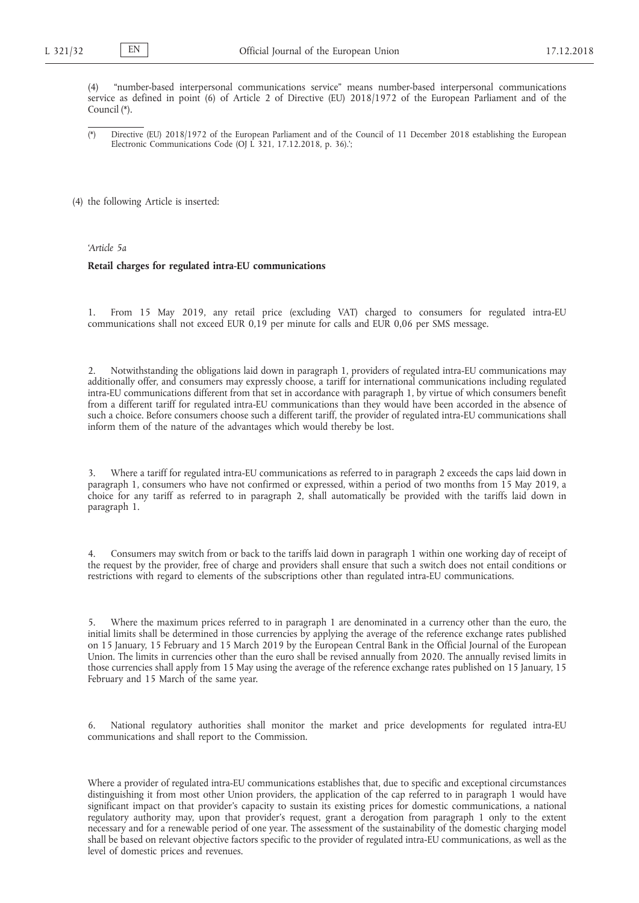(4) "number-based interpersonal communications service" means number-based interpersonal communications service as defined in point (6) of Article 2 of Directive (EU) 2018/1972 of the European Parliament and of the Council (*).

(*) Directive (EU) 2018/1972 of the European Parliament and of the Council of 11 December 2018 establishing the European Electronic Communications Code (OJ L 321, 17.12.2018, p. 36).';

(4) the following Article is inserted:

*'Article 5a*

**Retail charges for regulated intra-EU communications**

1. From 15 May 2019, any retail price (excluding VAT) charged to consumers for regulated intra-EU communications shall not exceed EUR 0,19 per minute for calls and EUR 0,06 per SMS message.

2. Notwithstanding the obligations laid down in paragraph 1, providers of regulated intra-EU communications may additionally offer, and consumers may expressly choose, a tariff for international communications including regulated intra-EU communications different from that set in accordance with paragraph 1, by virtue of which consumers benefit from a different tariff for regulated intra-EU communications than they would have been accorded in the absence of such a choice. Before consumers choose such a different tariff, the provider of regulated intra-EU communications shall inform them of the nature of the advantages which would thereby be lost.

3. Where a tariff for regulated intra-EU communications as referred to in paragraph 2 exceeds the caps laid down in paragraph 1, consumers who have not confirmed or expressed, within a period of two months from 15 May 2019, a choice for any tariff as referred to in paragraph 2, shall automatically be provided with the tariffs laid down in paragraph 1.

4. Consumers may switch from or back to the tariffs laid down in paragraph 1 within one working day of receipt of the request by the provider, free of charge and providers shall ensure that such a switch does not entail conditions or restrictions with regard to elements of the subscriptions other than regulated intra-EU communications.

5. Where the maximum prices referred to in paragraph 1 are denominated in a currency other than the euro, the initial limits shall be determined in those currencies by applying the average of the reference exchange rates published on 15 January, 15 February and 15 March 2019 by the European Central Bank in the Official Journal of the European Union. The limits in currencies other than the euro shall be revised annually from 2020. The annually revised limits in those currencies shall apply from 15 May using the average of the reference exchange rates published on 15 January, 15 February and 15 March of the same year.

6. National regulatory authorities shall monitor the market and price developments for regulated intra-EU communications and shall report to the Commission.

Where a provider of regulated intra-EU communications establishes that, due to specific and exceptional circumstances distinguishing it from most other Union providers, the application of the cap referred to in paragraph 1 would have significant impact on that provider's capacity to sustain its existing prices for domestic communications, a national regulatory authority may, upon that provider's request, grant a derogation from paragraph 1 only to the extent necessary and for a renewable period of one year. The assessment of the sustainability of the domestic charging model shall be based on relevant objective factors specific to the provider of regulated intra-EU communications, as well as the level of domestic prices and revenues.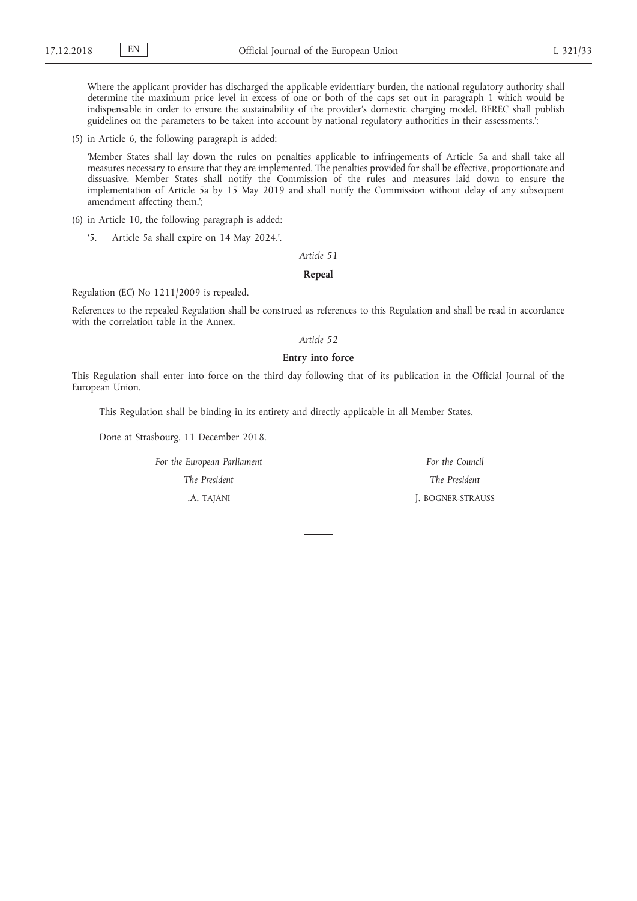Where the applicant provider has discharged the applicable evidentiary burden, the national regulatory authority shall determine the maximum price level in excess of one or both of the caps set out in paragraph 1 which would be indispensable in order to ensure the sustainability of the provider's domestic charging model. BEREC shall publish guidelines on the parameters to be taken into account by national regulatory authorities in their assessments.';

(5) in Article 6, the following paragraph is added:

'Member States shall lay down the rules on penalties applicable to infringements of Article 5a and shall take all measures necessary to ensure that they are implemented. The penalties provided for shall be effective, proportionate and dissuasive. Member States shall notify the Commission of the rules and measures laid down to ensure the implementation of Article 5a by 15 May 2019 and shall notify the Commission without delay of any subsequent amendment affecting them.';

(6) in Article 10, the following paragraph is added:

'5. Article 5a shall expire on 14 May 2024.'.

*Article 51*

**Repeal**

Regulation (EC) No 1211/2009 is repealed.

References to the repealed Regulation shall be construed as references to this Regulation and shall be read in accordance with the correlation table in the Annex.

*Article 52*

**Entry into force**

This Regulation shall enter into force on the third day following that of its publication in the Official Journal of the European Union.

This Regulation shall be binding in its entirety and directly applicable in all Member States.

Done at Strasbourg, 11 December 2018.

*For the European Parliament*

*The President*

.A. TAJANI

*For the Council*

*The President*

J. BOGNER-STRAUSS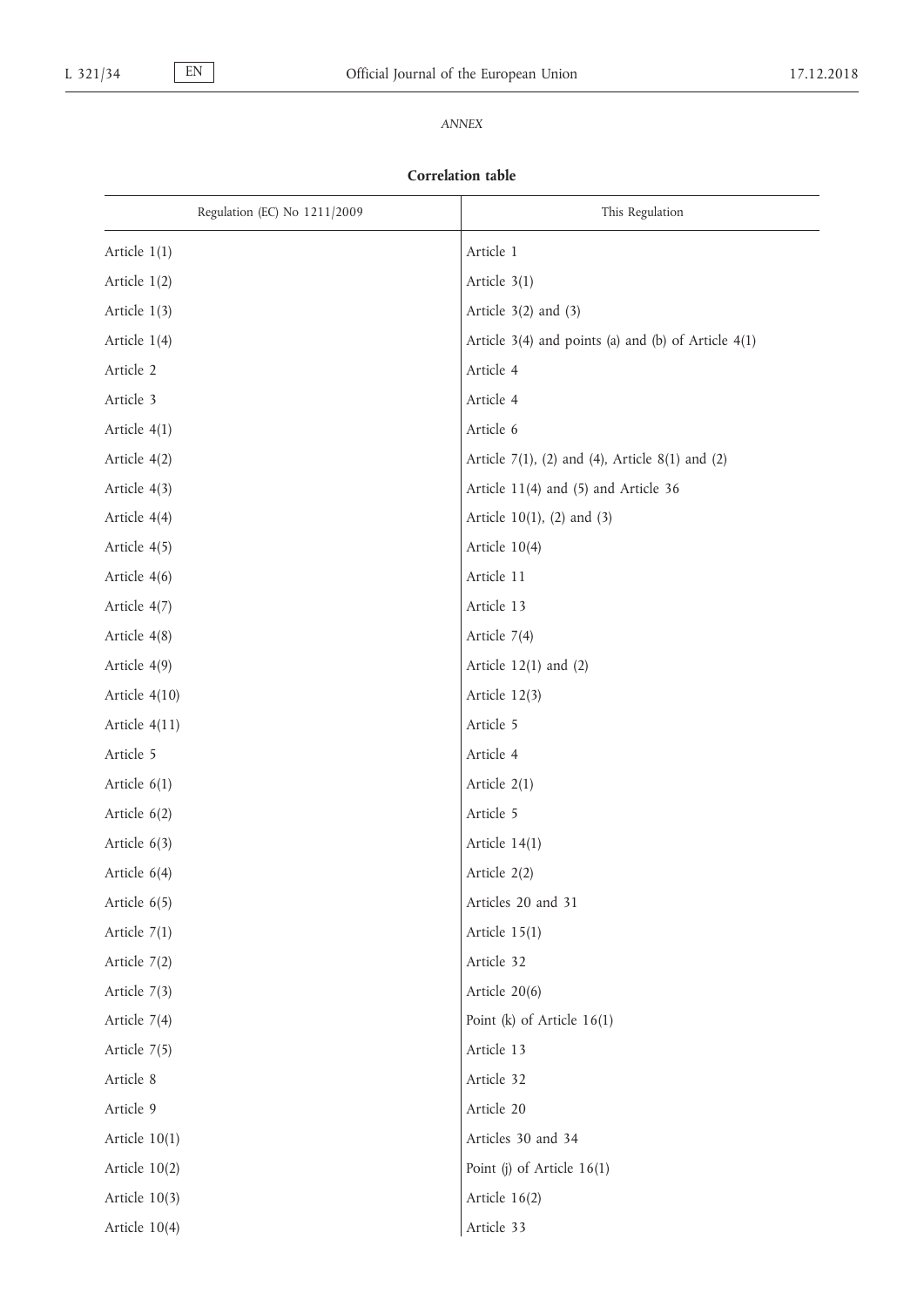*ANNEX*

**Correlation table**

| Regulation (EC) No 1211/2009 | This Regulation |
|---|---|
| Article 1(1) | Article 1 |
| Article 1(2) | Article 3(1) |
| Article 1(3) | Article 3(2) and (3) |
| Article 1(4) | Article 3(4) and points (a) and (b) of Article 4(1) |
| Article 2 | Article 4 |
| Article 3 | Article 4 |
| Article 4(1) | Article 6 |
| Article 4(2) | Article 7(1), (2) and (4), Article 8(1) and (2) |
| Article 4(3) | Article 11(4) and (5) and Article 36 |
| Article 4(4) | Article 10(1), (2) and (3) |
| Article 4(5) | Article 10(4) |
| Article 4(6) | Article 11 |
| Article 4(7) | Article 13 |
| Article 4(8) | Article 7(4) |
| Article 4(9) | Article 12(1) and (2) |
| Article 4(10) | Article 12(3) |
| Article 4(11) | Article 5 |
| Article 5 | Article 4 |
| Article 6(1) | Article 2(1) |
| Article 6(2) | Article 5 |
| Article 6(3) | Article 14(1) |
| Article 6(4) | Article 2(2) |
| Article 6(5) | Articles 20 and 31 |
| Article 7(1) | Article 15(1) |
| Article 7(2) | Article 32 |
| Article 7(3) | Article 20(6) |
| Article 7(4) | Point (k) of Article 16(1) |
| Article 7(5) | Article 13 |
| Article 8 | Article 32 |
| Article 9 | Article 20 |
| Article 10(1) | Articles 30 and 34 |
| Article 10(2) | Point (j) of Article 16(1) |
| Article 10(3) | Article 16(2) |
| Article 10(4) | Article 33 |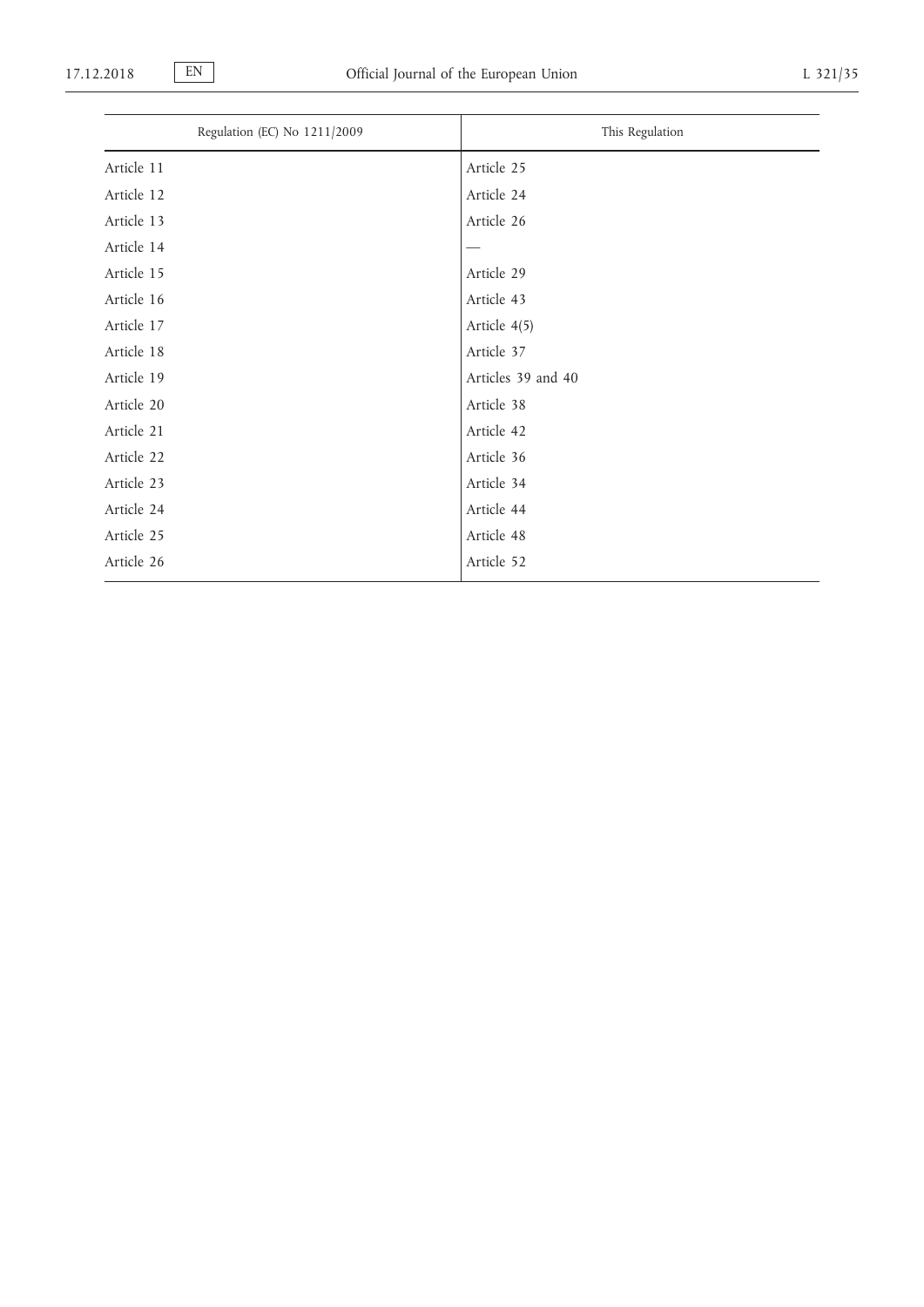| Regulation (EC) No 1211/2009 | This Regulation |
| --- | --- |
| Article 11 | Article 25 |
| Article 12 | Article 24 |
| Article 13 | Article 26 |
| Article 14 | — |
| Article 15 | Article 29 |
| Article 16 | Article 43 |
| Article 17 | Article 4(5) |
| Article 18 | Article 37 |
| Article 19 | Articles 39 and 40 |
| Article 20 | Article 38 |
| Article 21 | Article 42 |
| Article 22 | Article 36 |
| Article 23 | Article 34 |
| Article 24 | Article 44 |
| Article 25 | Article 48 |
| Article 26 | Article 52 |